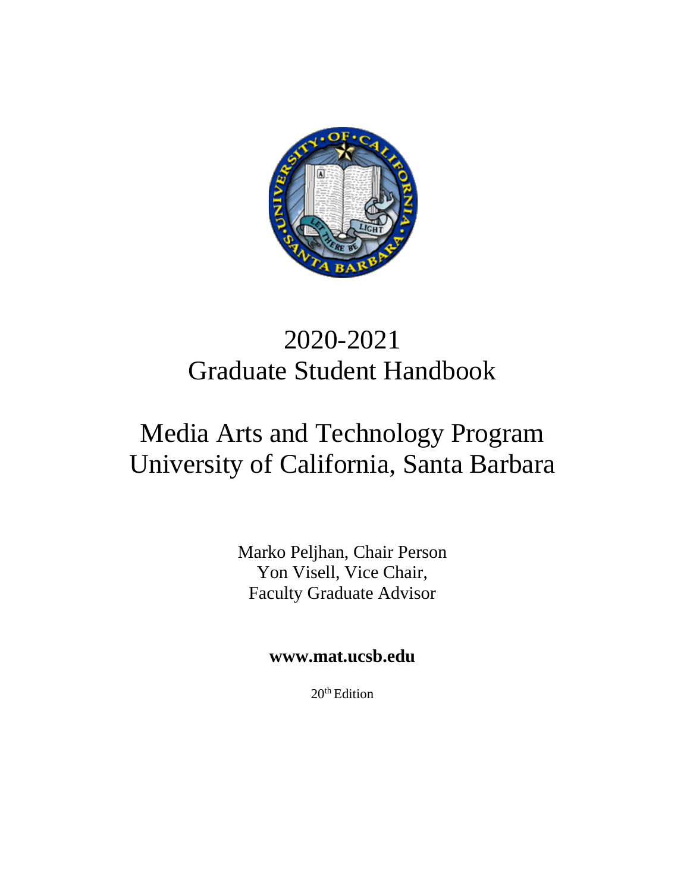# 2020-2021
# Graduate Student Handbook

# Media Arts and Technology Program
# University of California, Santa Barbara

Marko Peljhan, Chair Person
Yon Visell, Vice Chair,
Faculty Graduate Advisor

**www.mat.ucsb.edu**

20th Edition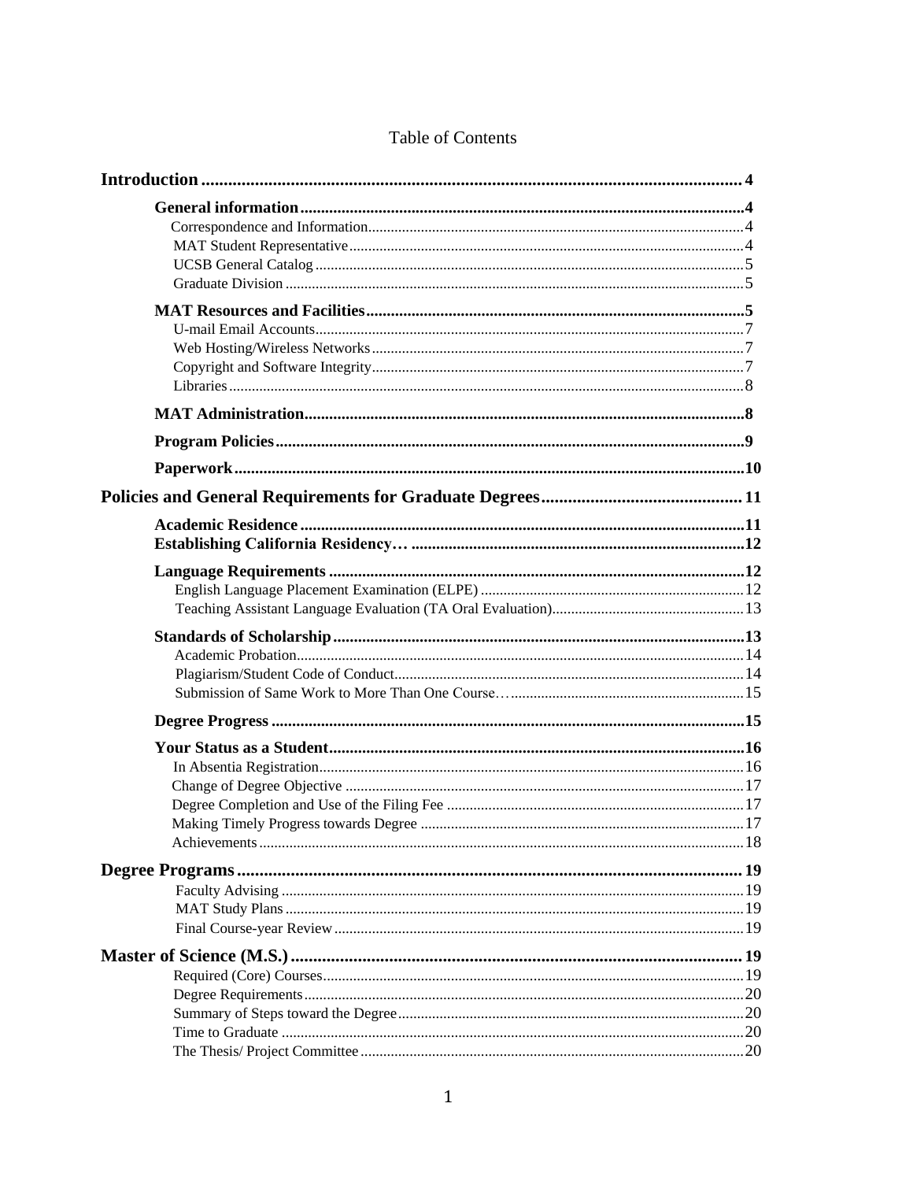# Table of Contents

**Introduction** .......... 4

- **General information** .......... 4
  - Correspondence and Information .......... 4
  - MAT Student Representative .......... 4
  - UCSB General Catalog .......... 5
  - Graduate Division .......... 5
- **MAT Resources and Facilities** .......... 5
  - U-mail Email Accounts .......... 7
  - Web Hosting/Wireless Networks .......... 7
  - Copyright and Software Integrity .......... 7
  - Libraries .......... 8
- **MAT Administration** .......... 8
- **Program Policies** .......... 9
- **Paperwork** .......... 10

**Policies and General Requirements for Graduate Degrees** .......... 11

- **Academic Residence** .......... 11
- **Establishing California Residency…** .......... 12
- **Language Requirements** .......... 12
  - English Language Placement Examination (ELPE) .......... 12
  - Teaching Assistant Language Evaluation (TA Oral Evaluation) .......... 13
- **Standards of Scholarship** .......... 13
  - Academic Probation .......... 14
  - Plagiarism/Student Code of Conduct .......... 14
  - Submission of Same Work to More Than One Course… .......... 15
- **Degree Progress** .......... 15
- **Your Status as a Student** .......... 16
  - In Absentia Registration .......... 16
  - Change of Degree Objective .......... 17
  - Degree Completion and Use of the Filing Fee .......... 17
  - Making Timely Progress towards Degree .......... 17
  - Achievements .......... 18

**Degree Programs** .......... 19

- Faculty Advising .......... 19
- MAT Study Plans .......... 19
- Final Course-year Review .......... 19

**Master of Science (M.S.)** .......... 19

- Required (Core) Courses .......... 19
- Degree Requirements .......... 20
- Summary of Steps toward the Degree .......... 20
- Time to Graduate .......... 20
- The Thesis/ Project Committee .......... 20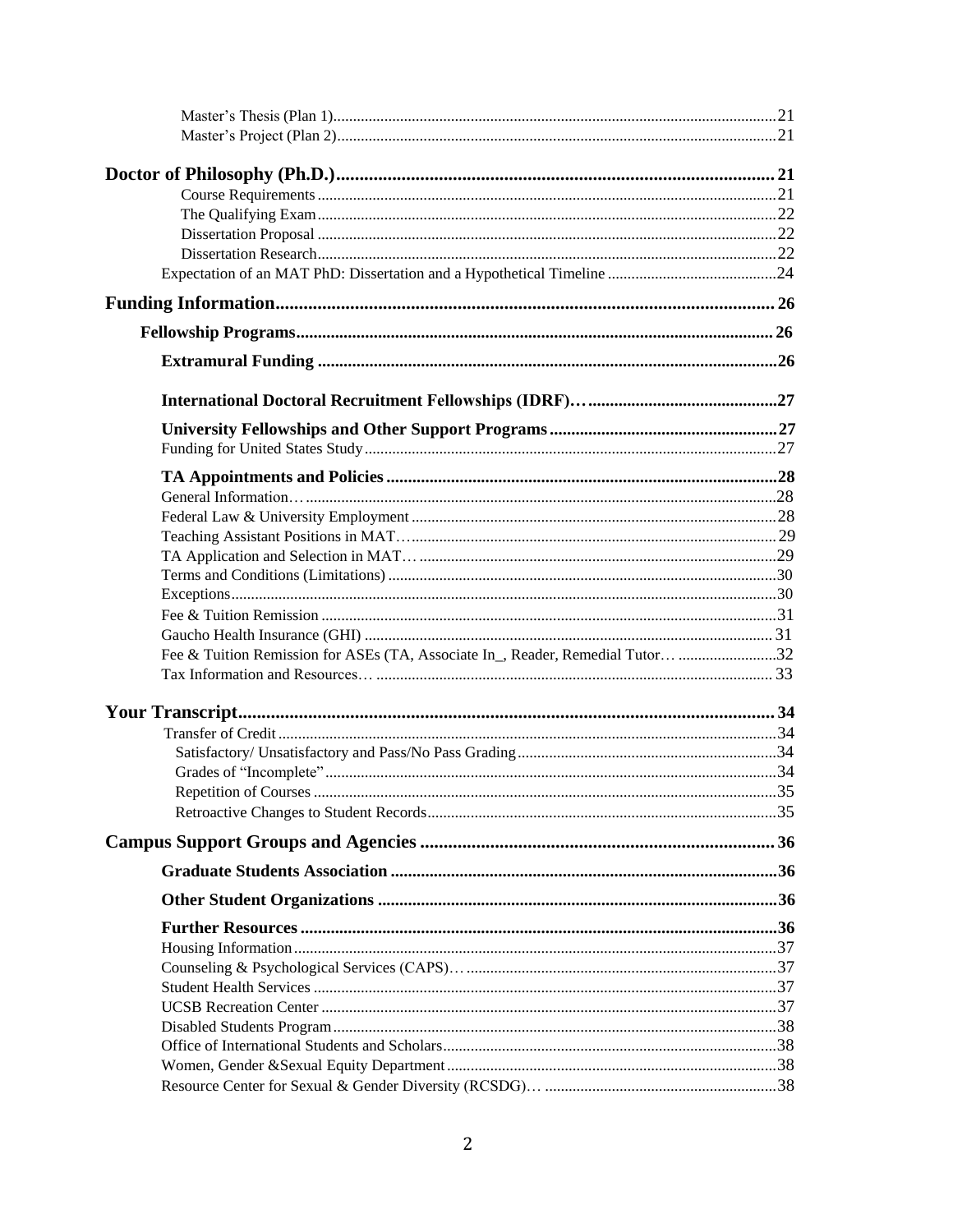Master's Thesis (Plan 1) .......... 21
Master's Project (Plan 2) .......... 21

**Doctor of Philosophy (Ph.D.) .......... 21**
Course Requirements .......... 21
The Qualifying Exam .......... 22
Dissertation Proposal .......... 22
Dissertation Research .......... 22
Expectation of an MAT PhD: Dissertation and a Hypothetical Timeline .......... 24

**Funding Information .......... 26**

**Fellowship Programs .......... 26**

**Extramural Funding .......... 26**

**International Doctoral Recruitment Fellowships (IDRF)… .......... 27**

**University Fellowships and Other Support Programs .......... 27**
Funding for United States Study .......... 27

**TA Appointments and Policies .......... 28**
General Information… .......... 28
Federal Law & University Employment .......... 28
Teaching Assistant Positions in MAT… .......... 29
TA Application and Selection in MAT… .......... 29
Terms and Conditions (Limitations) .......... 30
Exceptions .......... 30
Fee & Tuition Remission .......... 31
Gaucho Health Insurance (GHI) .......... 31
Fee & Tuition Remission for ASEs (TA, Associate In_, Reader, Remedial Tutor… .......... 32
Tax Information and Resources… .......... 33

**Your Transcript .......... 34**
Transfer of Credit .......... 34
Satisfactory/ Unsatisfactory and Pass/No Pass Grading .......... 34
Grades of "Incomplete" .......... 34
Repetition of Courses .......... 35
Retroactive Changes to Student Records .......... 35

**Campus Support Groups and Agencies .......... 36**

**Graduate Students Association .......... 36**

**Other Student Organizations .......... 36**

**Further Resources .......... 36**
Housing Information .......... 37
Counseling & Psychological Services (CAPS)… .......... 37
Student Health Services .......... 37
UCSB Recreation Center .......... 37
Disabled Students Program .......... 38
Office of International Students and Scholars .......... 38
Women, Gender &Sexual Equity Department .......... 38
Resource Center for Sexual & Gender Diversity (RCSDG)… .......... 38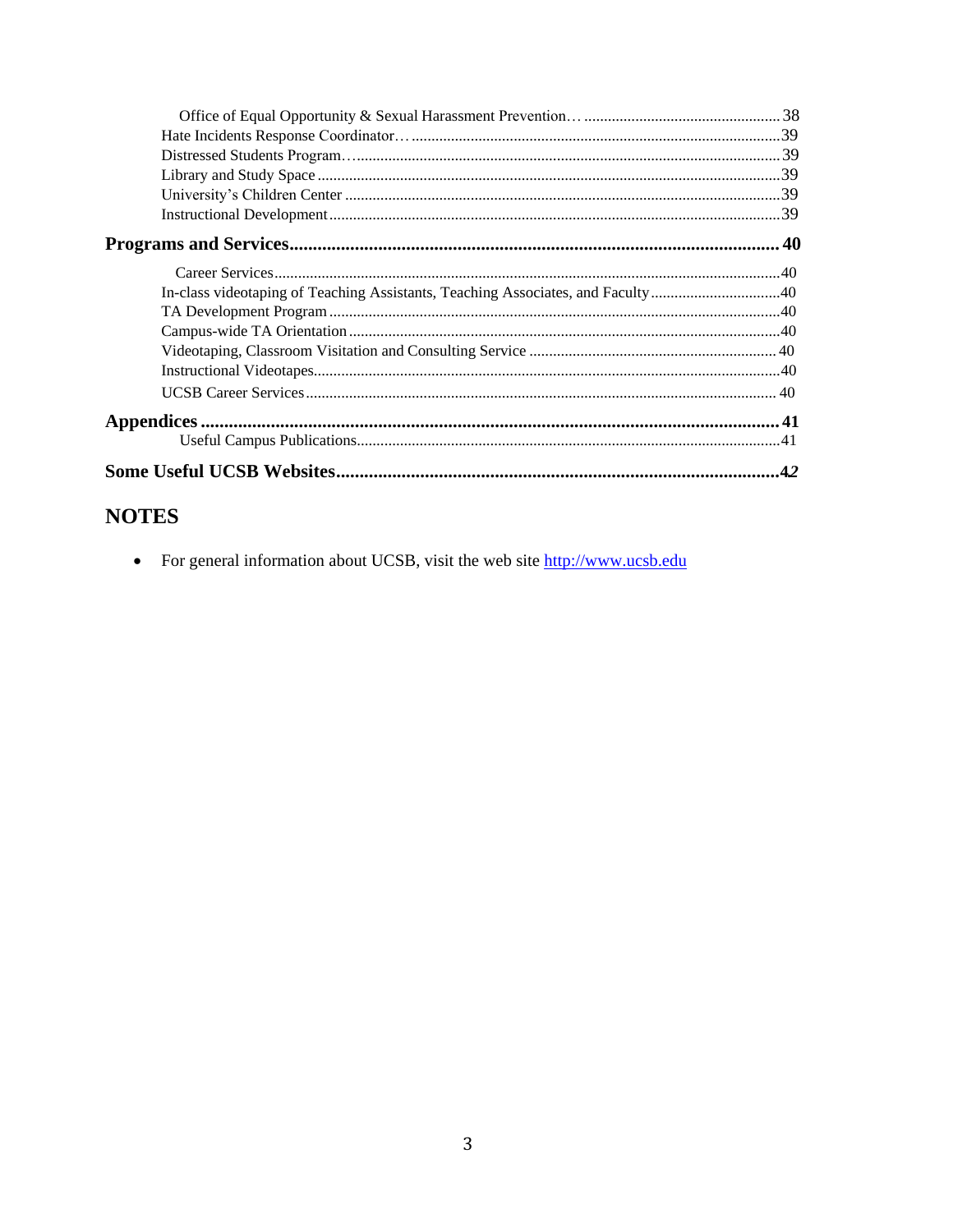Office of Equal Opportunity & Sexual Harassment Prevention… ................................................. 38
Hate Incidents Response Coordinator… ............................................................................................39
Distressed Students Program…..........................................................................................................39
Library and Study Space ....................................................................................................................39
University's Children Center .............................................................................................................39
Instructional Development.................................................................................................................39

**Programs and Services....................................................................................................... 40**

Career Services................................................................................................................................40
In-class videotaping of Teaching Assistants, Teaching Associates, and Faculty.................................40
TA Development Program .................................................................................................................40
Campus-wide TA Orientation ............................................................................................................40
Videotaping, Classroom Visitation and Consulting Service .............................................................. 40
Instructional Videotapes.....................................................................................................................40
UCSB Career Services....................................................................................................................... 40

**Appendices ........................................................................................................................... 41**

Useful Campus Publications..............................................................................................................41

**Some Useful UCSB Websites.............................................................................................42**

## NOTES

- For general information about UCSB, visit the web site http://www.ucsb.edu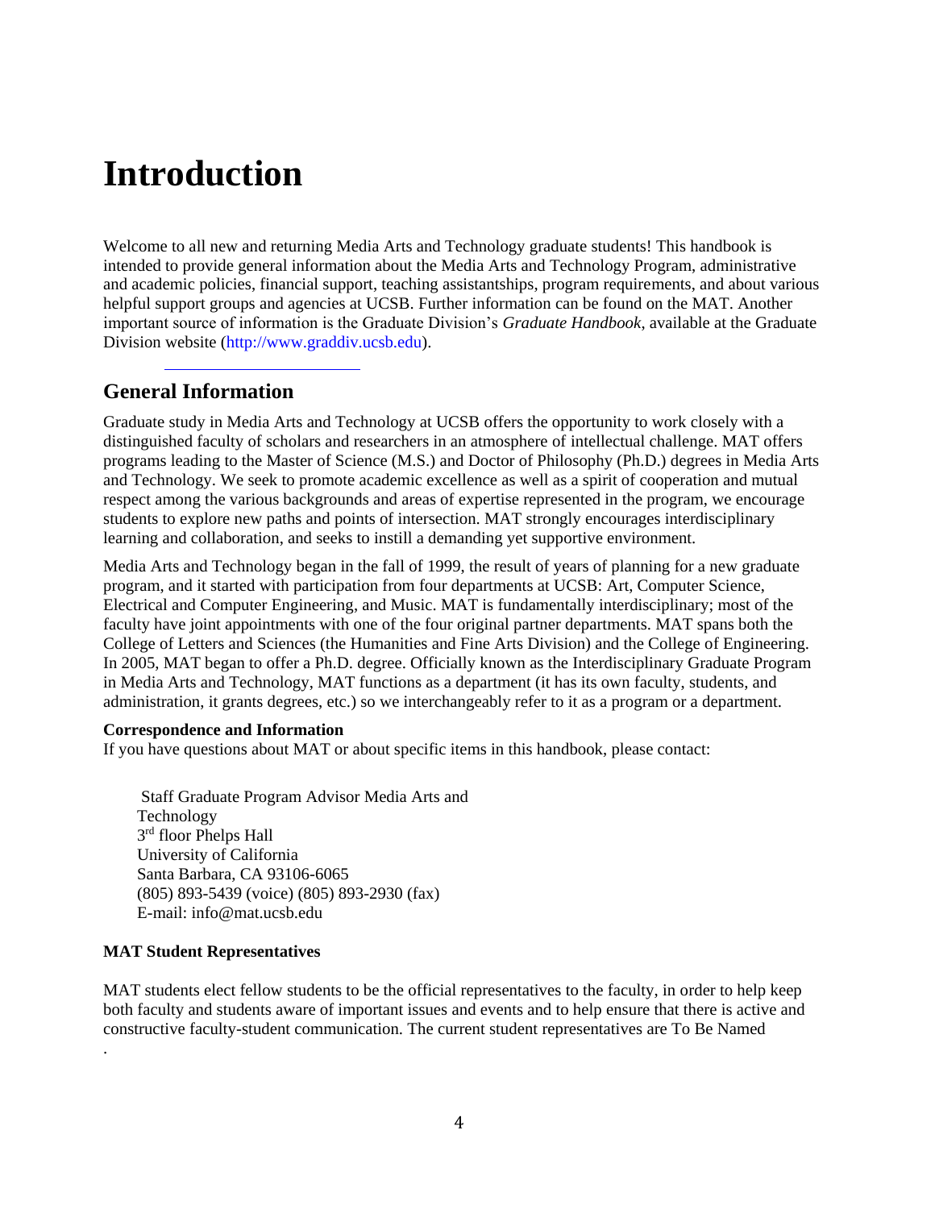# Introduction

Welcome to all new and returning Media Arts and Technology graduate students! This handbook is intended to provide general information about the Media Arts and Technology Program, administrative and academic policies, financial support, teaching assistantships, program requirements, and about various helpful support groups and agencies at UCSB. Further information can be found on the MAT. Another important source of information is the Graduate Division's *Graduate Handbook*, available at the Graduate Division website (http://www.graddiv.ucsb.edu).

## General Information

Graduate study in Media Arts and Technology at UCSB offers the opportunity to work closely with a distinguished faculty of scholars and researchers in an atmosphere of intellectual challenge. MAT offers programs leading to the Master of Science (M.S.) and Doctor of Philosophy (Ph.D.) degrees in Media Arts and Technology. We seek to promote academic excellence as well as a spirit of cooperation and mutual respect among the various backgrounds and areas of expertise represented in the program, we encourage students to explore new paths and points of intersection. MAT strongly encourages interdisciplinary learning and collaboration, and seeks to instill a demanding yet supportive environment.

Media Arts and Technology began in the fall of 1999, the result of years of planning for a new graduate program, and it started with participation from four departments at UCSB: Art, Computer Science, Electrical and Computer Engineering, and Music. MAT is fundamentally interdisciplinary; most of the faculty have joint appointments with one of the four original partner departments. MAT spans both the College of Letters and Sciences (the Humanities and Fine Arts Division) and the College of Engineering. In 2005, MAT began to offer a Ph.D. degree. Officially known as the Interdisciplinary Graduate Program in Media Arts and Technology, MAT functions as a department (it has its own faculty, students, and administration, it grants degrees, etc.) so we interchangeably refer to it as a program or a department.

**Correspondence and Information**

If you have questions about MAT or about specific items in this handbook, please contact:

Staff Graduate Program Advisor Media Arts and Technology  
3rd floor Phelps Hall  
University of California  
Santa Barbara, CA 93106-6065  
(805) 893-5439 (voice) (805) 893-2930 (fax)  
E-mail: info@mat.ucsb.edu

**MAT Student Representatives**

MAT students elect fellow students to be the official representatives to the faculty, in order to help keep both faculty and students aware of important issues and events and to help ensure that there is active and constructive faculty-student communication. The current student representatives are To Be Named

.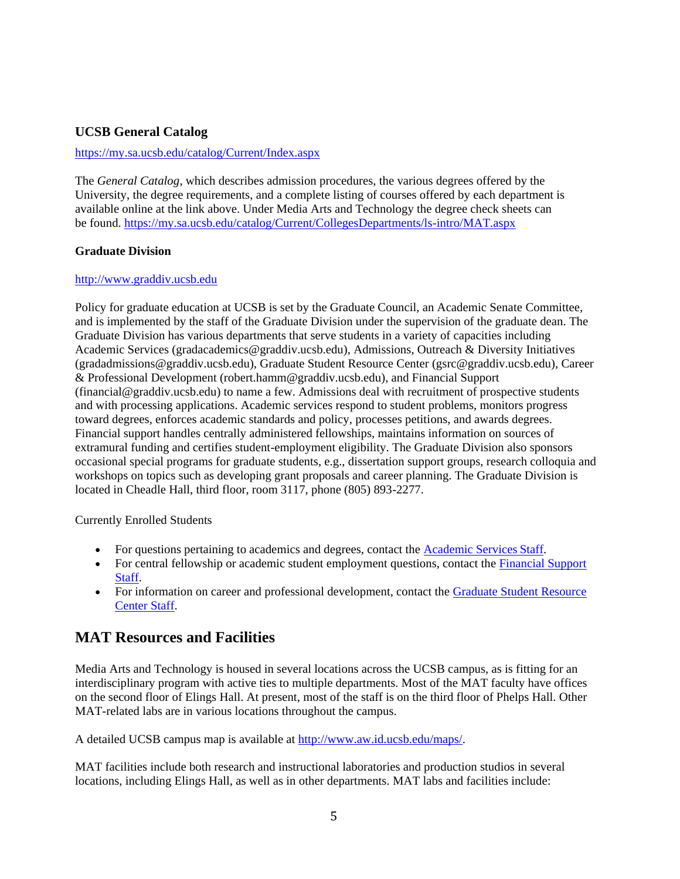### UCSB General Catalog

https://my.sa.ucsb.edu/catalog/Current/Index.aspx

The *General Catalog*, which describes admission procedures, the various degrees offered by the University, the degree requirements, and a complete listing of courses offered by each department is available online at the link above. Under Media Arts and Technology the degree check sheets can be found. https://my.sa.ucsb.edu/catalog/Current/CollegesDepartments/ls-intro/MAT.aspx

### Graduate Division

http://www.graddiv.ucsb.edu

Policy for graduate education at UCSB is set by the Graduate Council, an Academic Senate Committee, and is implemented by the staff of the Graduate Division under the supervision of the graduate dean. The Graduate Division has various departments that serve students in a variety of capacities including Academic Services (gradacademics@graddiv.ucsb.edu), Admissions, Outreach & Diversity Initiatives (gradadmissions@graddiv.ucsb.edu), Graduate Student Resource Center (gsrc@graddiv.ucsb.edu), Career & Professional Development (robert.hamm@graddiv.ucsb.edu), and Financial Support (financial@graddiv.ucsb.edu) to name a few. Admissions deal with recruitment of prospective students and with processing applications. Academic services respond to student problems, monitors progress toward degrees, enforces academic standards and policy, processes petitions, and awards degrees. Financial support handles centrally administered fellowships, maintains information on sources of extramural funding and certifies student-employment eligibility. The Graduate Division also sponsors occasional special programs for graduate students, e.g., dissertation support groups, research colloquia and workshops on topics such as developing grant proposals and career planning. The Graduate Division is located in Cheadle Hall, third floor, room 3117, phone (805) 893-2277.

Currently Enrolled Students

- For questions pertaining to academics and degrees, contact the Academic Services Staff.
- For central fellowship or academic student employment questions, contact the Financial Support Staff.
- For information on career and professional development, contact the Graduate Student Resource Center Staff.

## MAT Resources and Facilities

Media Arts and Technology is housed in several locations across the UCSB campus, as is fitting for an interdisciplinary program with active ties to multiple departments. Most of the MAT faculty have offices on the second floor of Elings Hall. At present, most of the staff is on the third floor of Phelps Hall. Other MAT-related labs are in various locations throughout the campus.

A detailed UCSB campus map is available at http://www.aw.id.ucsb.edu/maps/.

MAT facilities include both research and instructional laboratories and production studios in several locations, including Elings Hall, as well as in other departments. MAT labs and facilities include: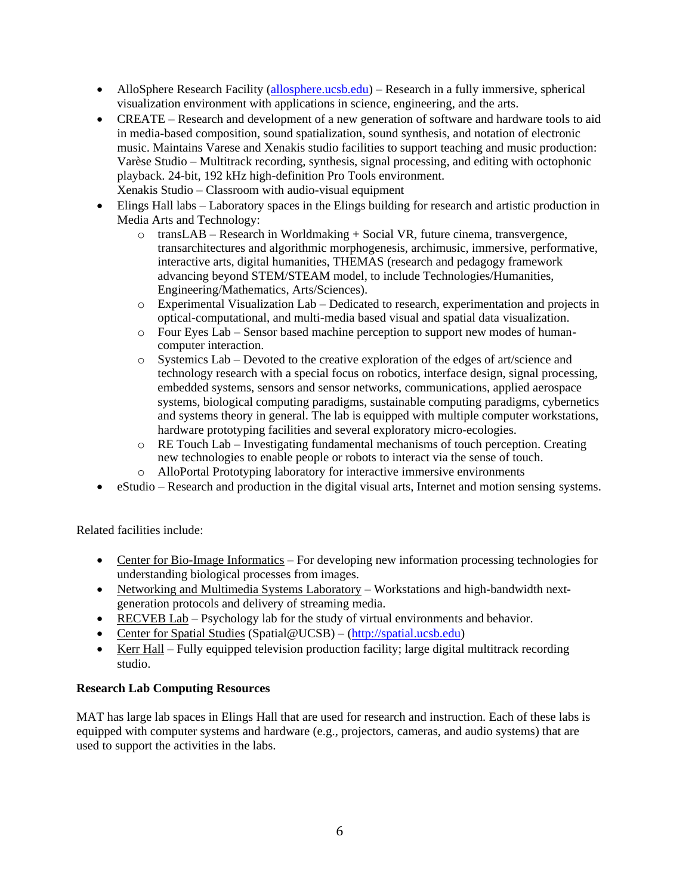- AlloSphere Research Facility ([allosphere.ucsb.edu](allosphere.ucsb.edu)) – Research in a fully immersive, spherical visualization environment with applications in science, engineering, and the arts.
- CREATE – Research and development of a new generation of software and hardware tools to aid in media-based composition, sound spatialization, sound synthesis, and notation of electronic music. Maintains Varese and Xenakis studio facilities to support teaching and music production:
  Varèse Studio – Multitrack recording, synthesis, signal processing, and editing with octophonic playback. 24-bit, 192 kHz high-definition Pro Tools environment.
  Xenakis Studio – Classroom with audio-visual equipment
- Elings Hall labs – Laboratory spaces in the Elings building for research and artistic production in Media Arts and Technology:
  - transLAB – Research in Worldmaking + Social VR, future cinema, transvergence, transarchitectures and algorithmic morphogenesis, archimusic, immersive, performative, interactive arts, digital humanities, THEMAS (research and pedagogy framework advancing beyond STEM/STEAM model, to include Technologies/Humanities, Engineering/Mathematics, Arts/Sciences).
  - Experimental Visualization Lab – Dedicated to research, experimentation and projects in optical-computational, and multi-media based visual and spatial data visualization.
  - Four Eyes Lab – Sensor based machine perception to support new modes of human-computer interaction.
  - Systemics Lab – Devoted to the creative exploration of the edges of art/science and technology research with a special focus on robotics, interface design, signal processing, embedded systems, sensors and sensor networks, communications, applied aerospace systems, biological computing paradigms, sustainable computing paradigms, cybernetics and systems theory in general. The lab is equipped with multiple computer workstations, hardware prototyping facilities and several exploratory micro-ecologies.
  - RE Touch Lab – Investigating fundamental mechanisms of touch perception. Creating new technologies to enable people or robots to interact via the sense of touch.
  - AlloPortal Prototyping laboratory for interactive immersive environments
- eStudio – Research and production in the digital visual arts, Internet and motion sensing systems.

Related facilities include:

- Center for Bio-Image Informatics – For developing new information processing technologies for understanding biological processes from images.
- Networking and Multimedia Systems Laboratory – Workstations and high-bandwidth next-generation protocols and delivery of streaming media.
- RECVEB Lab – Psychology lab for the study of virtual environments and behavior.
- Center for Spatial Studies (Spatial@UCSB) – ([http://spatial.ucsb.edu](http://spatial.ucsb.edu))
- Kerr Hall – Fully equipped television production facility; large digital multitrack recording studio.

**Research Lab Computing Resources**

MAT has large lab spaces in Elings Hall that are used for research and instruction. Each of these labs is equipped with computer systems and hardware (e.g., projectors, cameras, and audio systems) that are used to support the activities in the labs.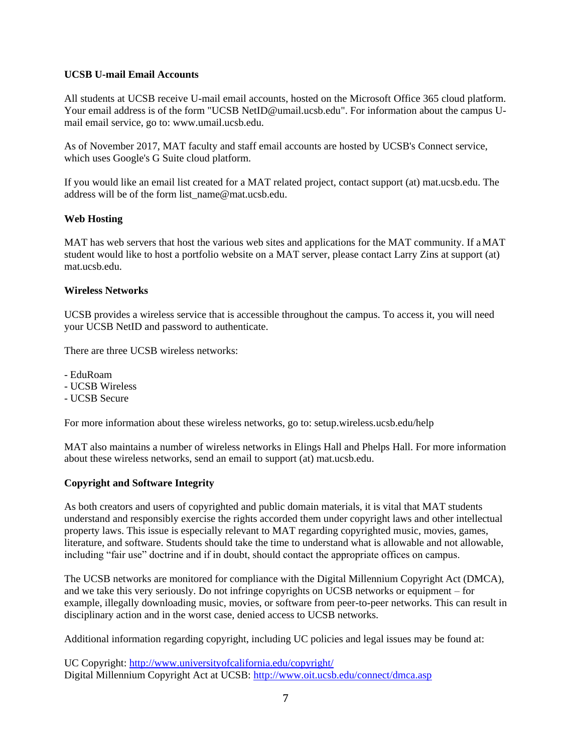**UCSB U-mail Email Accounts**

All students at UCSB receive U-mail email accounts, hosted on the Microsoft Office 365 cloud platform. Your email address is of the form "UCSB NetID@umail.ucsb.edu". For information about the campus U-mail email service, go to: www.umail.ucsb.edu.

As of November 2017, MAT faculty and staff email accounts are hosted by UCSB's Connect service, which uses Google's G Suite cloud platform.

If you would like an email list created for a MAT related project, contact support (at) mat.ucsb.edu. The address will be of the form list_name@mat.ucsb.edu.

**Web Hosting**

MAT has web servers that host the various web sites and applications for the MAT community. If a MAT student would like to host a portfolio website on a MAT server, please contact Larry Zins at support (at) mat.ucsb.edu.

**Wireless Networks**

UCSB provides a wireless service that is accessible throughout the campus. To access it, you will need your UCSB NetID and password to authenticate.

There are three UCSB wireless networks:

- EduRoam
- UCSB Wireless
- UCSB Secure

For more information about these wireless networks, go to: setup.wireless.ucsb.edu/help

MAT also maintains a number of wireless networks in Elings Hall and Phelps Hall. For more information about these wireless networks, send an email to support (at) mat.ucsb.edu.

**Copyright and Software Integrity**

As both creators and users of copyrighted and public domain materials, it is vital that MAT students understand and responsibly exercise the rights accorded them under copyright laws and other intellectual property laws. This issue is especially relevant to MAT regarding copyrighted music, movies, games, literature, and software. Students should take the time to understand what is allowable and not allowable, including "fair use" doctrine and if in doubt, should contact the appropriate offices on campus.

The UCSB networks are monitored for compliance with the Digital Millennium Copyright Act (DMCA), and we take this very seriously. Do not infringe copyrights on UCSB networks or equipment – for example, illegally downloading music, movies, or software from peer-to-peer networks. This can result in disciplinary action and in the worst case, denied access to UCSB networks.

Additional information regarding copyright, including UC policies and legal issues may be found at:

UC Copyright: http://www.universityofcalifornia.edu/copyright/
Digital Millennium Copyright Act at UCSB: http://www.oit.ucsb.edu/connect/dmca.asp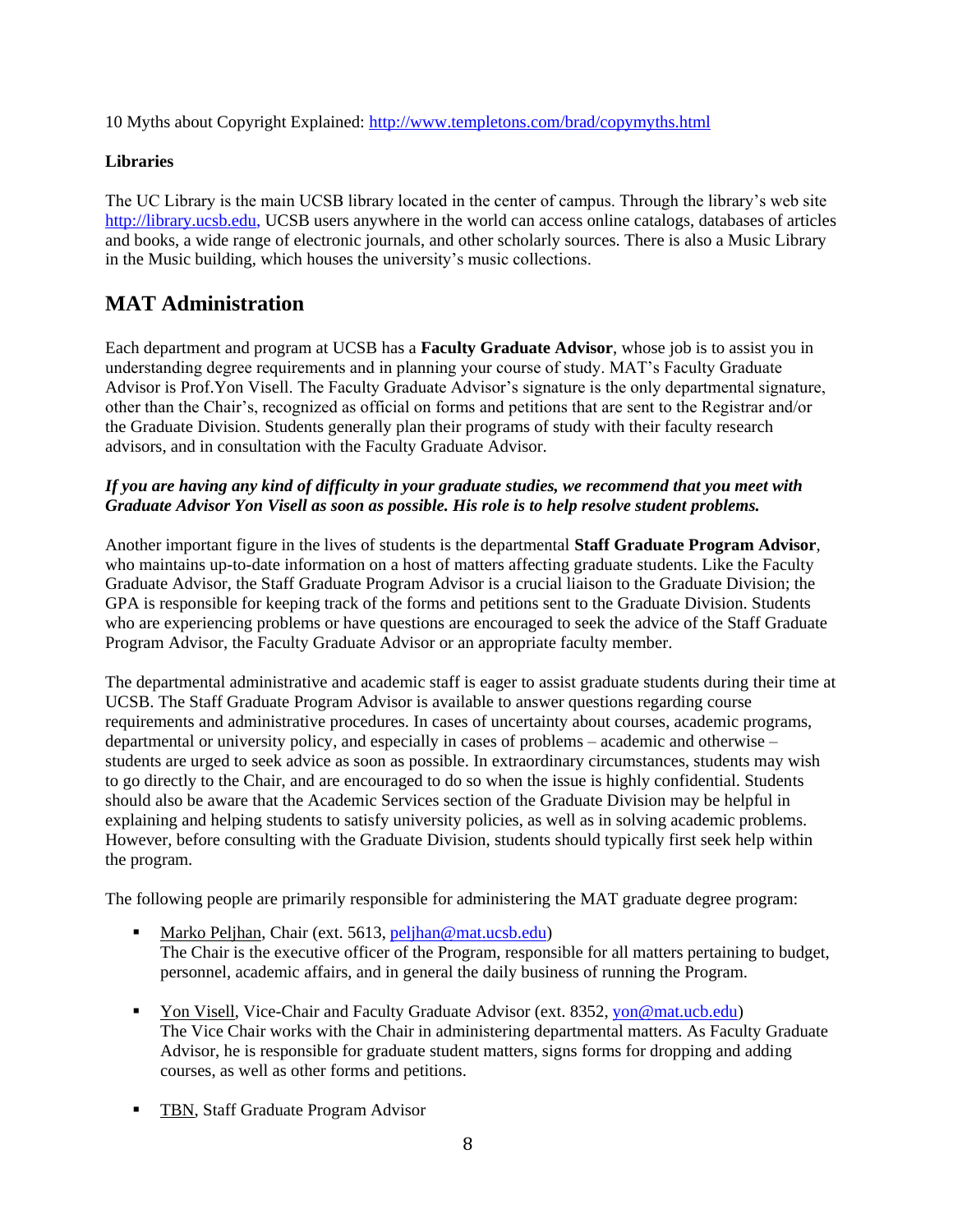10 Myths about Copyright Explained: http://www.templetons.com/brad/copymyths.html

**Libraries**

The UC Library is the main UCSB library located in the center of campus. Through the library's web site http://library.ucsb.edu, UCSB users anywhere in the world can access online catalogs, databases of articles and books, a wide range of electronic journals, and other scholarly sources. There is also a Music Library in the Music building, which houses the university's music collections.

## MAT Administration

Each department and program at UCSB has a **Faculty Graduate Advisor**, whose job is to assist you in understanding degree requirements and in planning your course of study. MAT's Faculty Graduate Advisor is Prof.Yon Visell. The Faculty Graduate Advisor's signature is the only departmental signature, other than the Chair's, recognized as official on forms and petitions that are sent to the Registrar and/or the Graduate Division. Students generally plan their programs of study with their faculty research advisors, and in consultation with the Faculty Graduate Advisor.

***If you are having any kind of difficulty in your graduate studies, we recommend that you meet with Graduate Advisor Yon Visell as soon as possible. His role is to help resolve student problems.***

Another important figure in the lives of students is the departmental **Staff Graduate Program Advisor**, who maintains up-to-date information on a host of matters affecting graduate students. Like the Faculty Graduate Advisor, the Staff Graduate Program Advisor is a crucial liaison to the Graduate Division; the GPA is responsible for keeping track of the forms and petitions sent to the Graduate Division. Students who are experiencing problems or have questions are encouraged to seek the advice of the Staff Graduate Program Advisor, the Faculty Graduate Advisor or an appropriate faculty member.

The departmental administrative and academic staff is eager to assist graduate students during their time at UCSB. The Staff Graduate Program Advisor is available to answer questions regarding course requirements and administrative procedures. In cases of uncertainty about courses, academic programs, departmental or university policy, and especially in cases of problems – academic and otherwise – students are urged to seek advice as soon as possible. In extraordinary circumstances, students may wish to go directly to the Chair, and are encouraged to do so when the issue is highly confidential. Students should also be aware that the Academic Services section of the Graduate Division may be helpful in explaining and helping students to satisfy university policies, as well as in solving academic problems. However, before consulting with the Graduate Division, students should typically first seek help within the program.

The following people are primarily responsible for administering the MAT graduate degree program:

- Marko Peljhan, Chair (ext. 5613, peljhan@mat.ucsb.edu)
  The Chair is the executive officer of the Program, responsible for all matters pertaining to budget, personnel, academic affairs, and in general the daily business of running the Program.

- Yon Visell, Vice-Chair and Faculty Graduate Advisor (ext. 8352, yon@mat.ucb.edu)
  The Vice Chair works with the Chair in administering departmental matters. As Faculty Graduate Advisor, he is responsible for graduate student matters, signs forms for dropping and adding courses, as well as other forms and petitions.

- TBN, Staff Graduate Program Advisor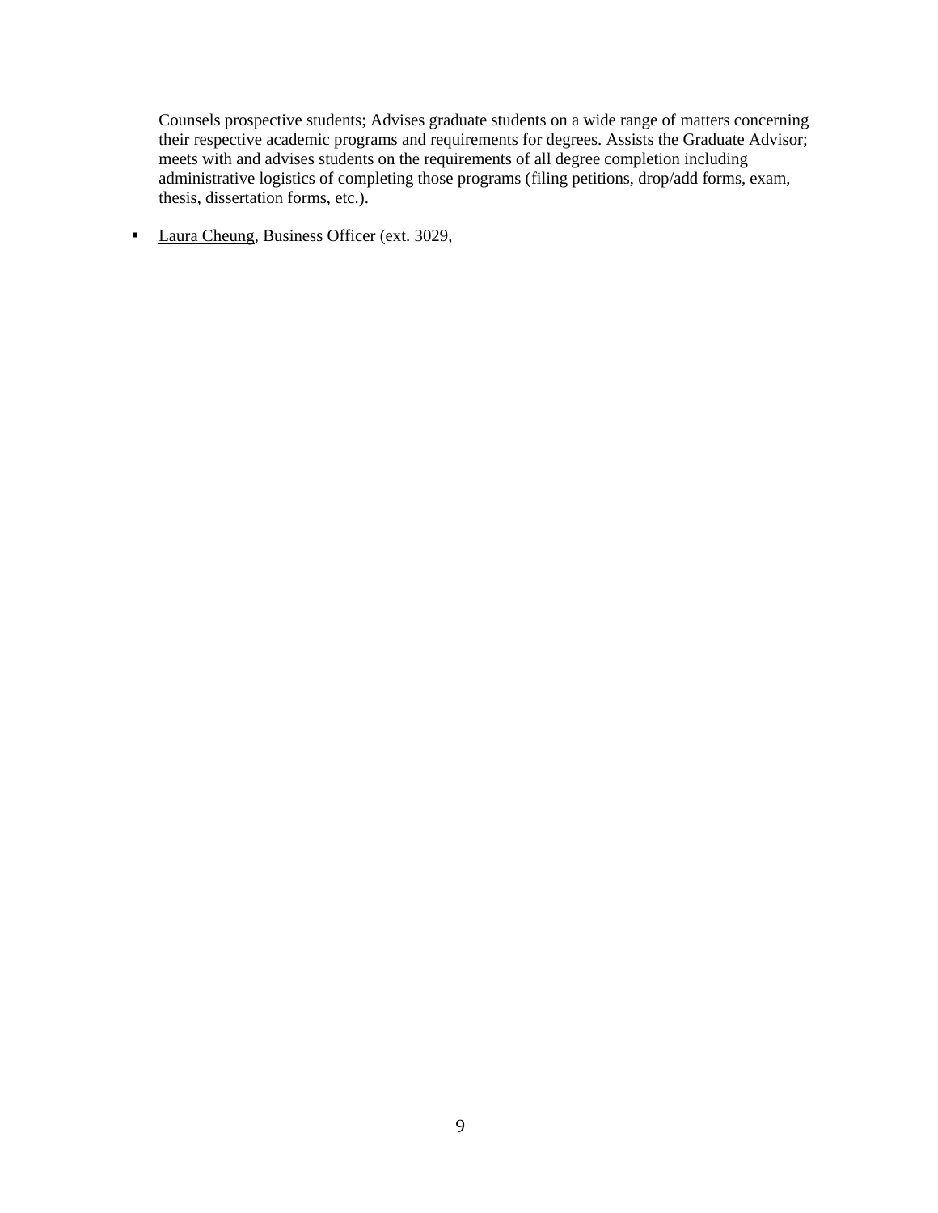Counsels prospective students; Advises graduate students on a wide range of matters concerning their respective academic programs and requirements for degrees. Assists the Graduate Advisor; meets with and advises students on the requirements of all degree completion including administrative logistics of completing those programs (filing petitions, drop/add forms, exam, thesis, dissertation forms, etc.).

- Laura Cheung, Business Officer (ext. 3029,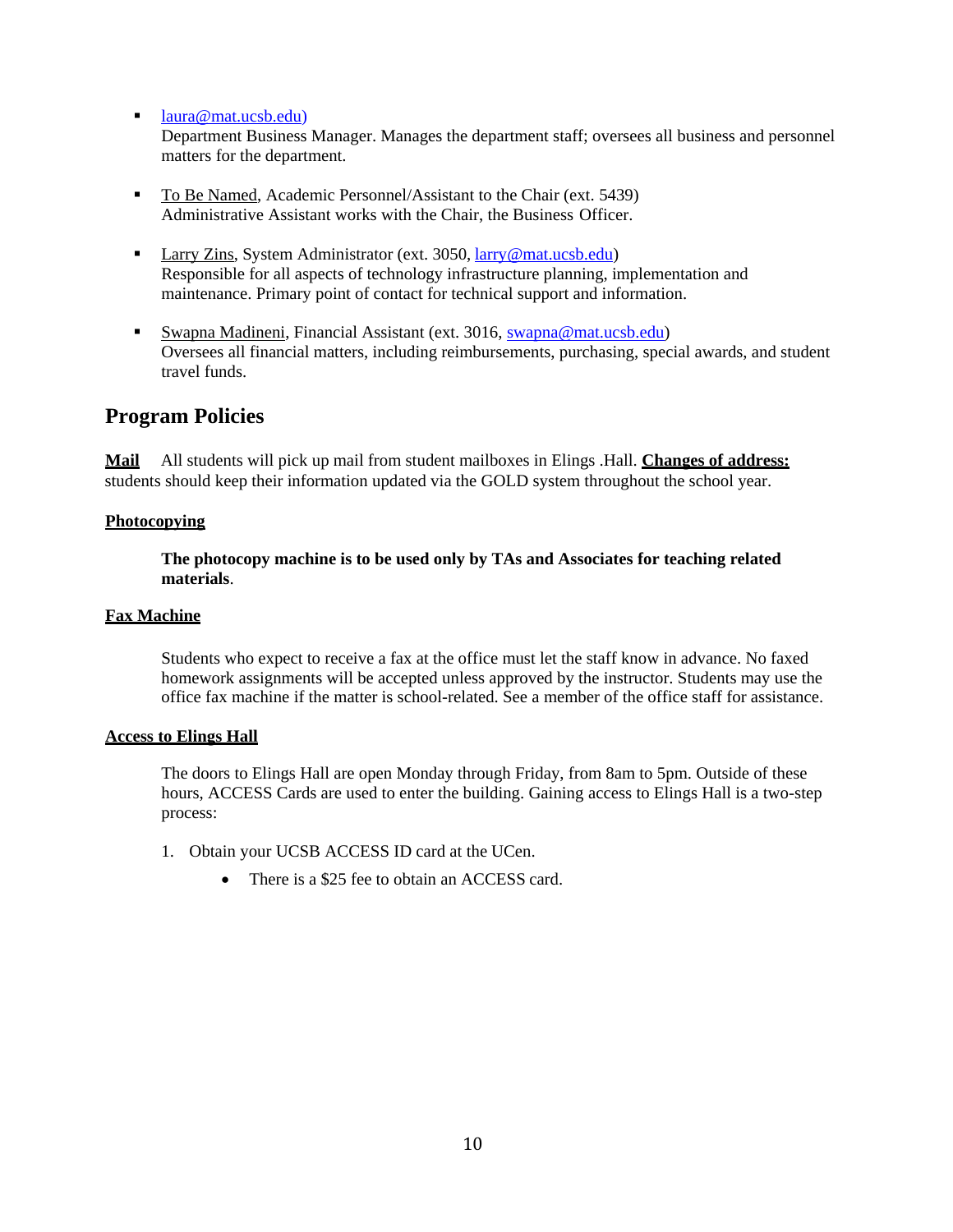- laura@mat.ucsb.edu)
  Department Business Manager. Manages the department staff; oversees all business and personnel matters for the department.

- To Be Named, Academic Personnel/Assistant to the Chair (ext. 5439)
  Administrative Assistant works with the Chair, the Business Officer.

- Larry Zins, System Administrator (ext. 3050, larry@mat.ucsb.edu)
  Responsible for all aspects of technology infrastructure planning, implementation and maintenance. Primary point of contact for technical support and information.

- Swapna Madineni, Financial Assistant (ext. 3016, swapna@mat.ucsb.edu)
  Oversees all financial matters, including reimbursements, purchasing, special awards, and student travel funds.

## Program Policies

**Mail** All students will pick up mail from student mailboxes in Elings .Hall. **Changes of address:** students should keep their information updated via the GOLD system throughout the school year.

**Photocopying**

**The photocopy machine is to be used only by TAs and Associates for teaching related materials**.

**Fax Machine**

Students who expect to receive a fax at the office must let the staff know in advance. No faxed homework assignments will be accepted unless approved by the instructor. Students may use the office fax machine if the matter is school-related. See a member of the office staff for assistance.

**Access to Elings Hall**

The doors to Elings Hall are open Monday through Friday, from 8am to 5pm. Outside of these hours, ACCESS Cards are used to enter the building. Gaining access to Elings Hall is a two-step process:

1. Obtain your UCSB ACCESS ID card at the UCen.
   - There is a $25 fee to obtain an ACCESS card.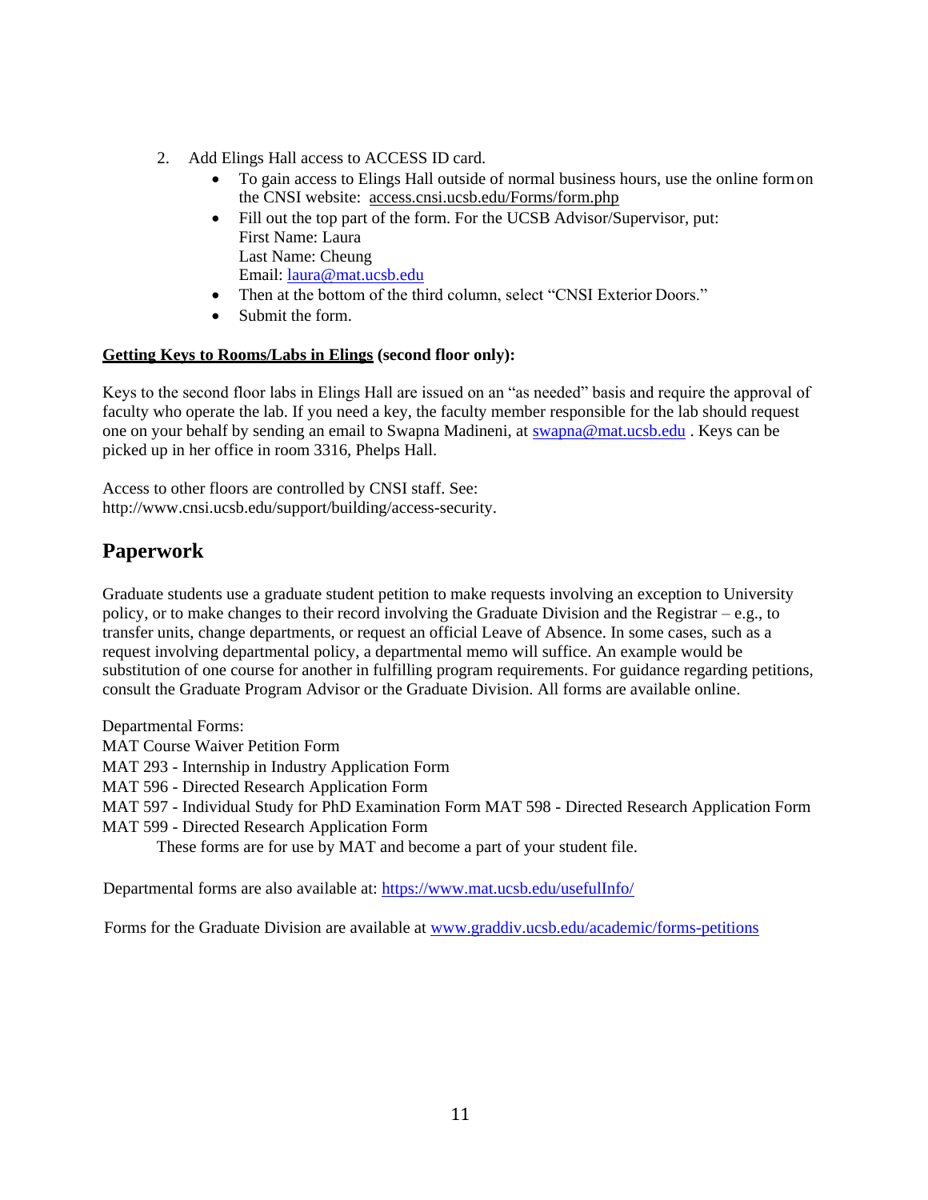2. Add Elings Hall access to ACCESS ID card.
   - To gain access to Elings Hall outside of normal business hours, use the online form on the CNSI website: access.cnsi.ucsb.edu/Forms/form.php
   - Fill out the top part of the form. For the UCSB Advisor/Supervisor, put:
     First Name: Laura
     Last Name: Cheung
     Email: laura@mat.ucsb.edu
   - Then at the bottom of the third column, select "CNSI Exterior Doors."
   - Submit the form.

**Getting Keys to Rooms/Labs in Elings (second floor only):**

Keys to the second floor labs in Elings Hall are issued on an "as needed" basis and require the approval of faculty who operate the lab. If you need a key, the faculty member responsible for the lab should request one on your behalf by sending an email to Swapna Madineni, at swapna@mat.ucsb.edu . Keys can be picked up in her office in room 3316, Phelps Hall.

Access to other floors are controlled by CNSI staff. See: http://www.cnsi.ucsb.edu/support/building/access-security.

## Paperwork

Graduate students use a graduate student petition to make requests involving an exception to University policy, or to make changes to their record involving the Graduate Division and the Registrar – e.g., to transfer units, change departments, or request an official Leave of Absence. In some cases, such as a request involving departmental policy, a departmental memo will suffice. An example would be substitution of one course for another in fulfilling program requirements. For guidance regarding petitions, consult the Graduate Program Advisor or the Graduate Division. All forms are available online.

Departmental Forms:
MAT Course Waiver Petition Form
MAT 293 - Internship in Industry Application Form
MAT 596 - Directed Research Application Form
MAT 597 - Individual Study for PhD Examination Form MAT 598 - Directed Research Application Form
MAT 599 - Directed Research Application Form

These forms are for use by MAT and become a part of your student file.

Departmental forms are also available at: https://www.mat.ucsb.edu/usefulInfo/

Forms for the Graduate Division are available at www.graddiv.ucsb.edu/academic/forms-petitions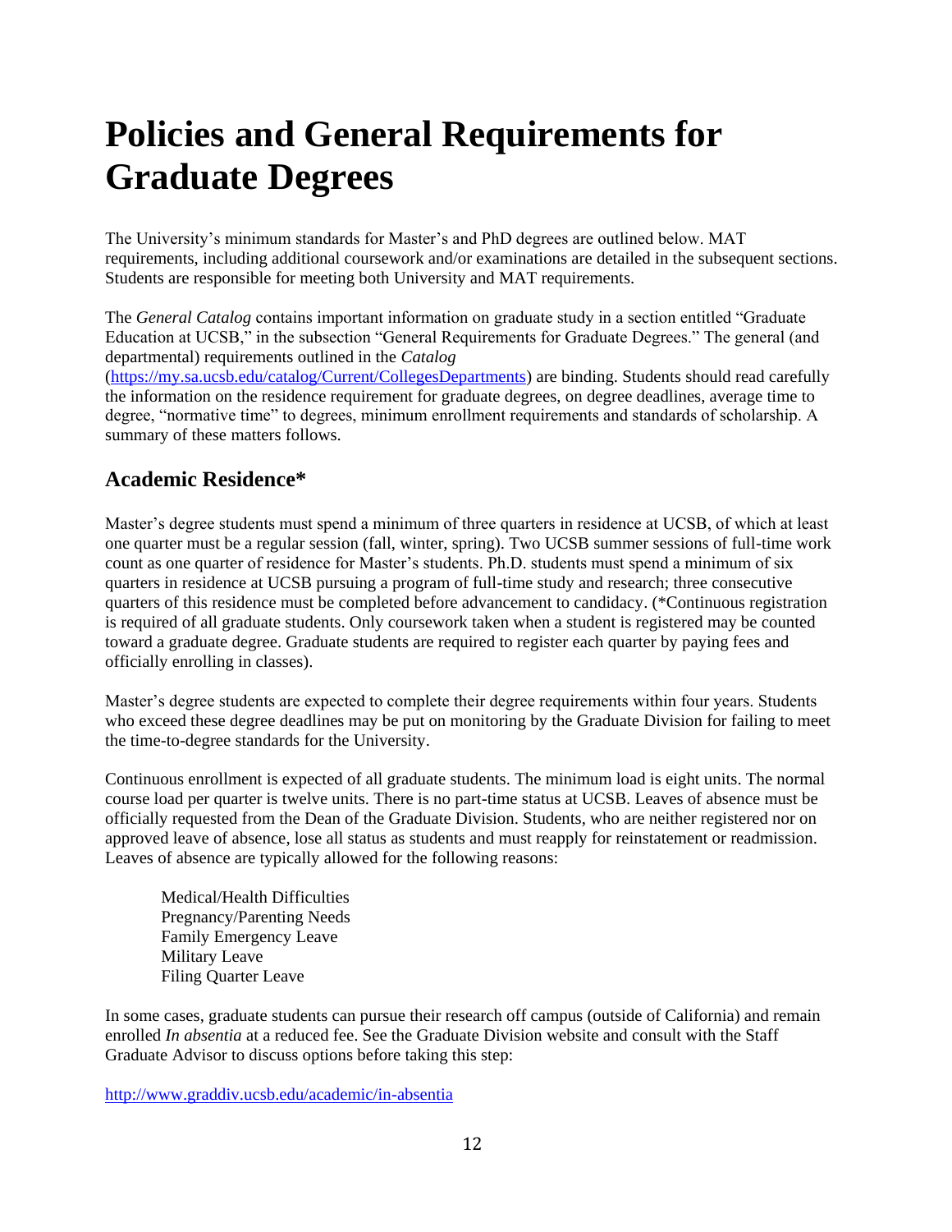# Policies and General Requirements for Graduate Degrees

The University's minimum standards for Master's and PhD degrees are outlined below. MAT requirements, including additional coursework and/or examinations are detailed in the subsequent sections. Students are responsible for meeting both University and MAT requirements.

The *General Catalog* contains important information on graduate study in a section entitled "Graduate Education at UCSB," in the subsection "General Requirements for Graduate Degrees." The general (and departmental) requirements outlined in the *Catalog* (https://my.sa.ucsb.edu/catalog/Current/CollegesDepartments) are binding. Students should read carefully the information on the residence requirement for graduate degrees, on degree deadlines, average time to degree, "normative time" to degrees, minimum enrollment requirements and standards of scholarship. A summary of these matters follows.

## Academic Residence*

Master's degree students must spend a minimum of three quarters in residence at UCSB, of which at least one quarter must be a regular session (fall, winter, spring). Two UCSB summer sessions of full-time work count as one quarter of residence for Master's students. Ph.D. students must spend a minimum of six quarters in residence at UCSB pursuing a program of full-time study and research; three consecutive quarters of this residence must be completed before advancement to candidacy. (*Continuous registration is required of all graduate students. Only coursework taken when a student is registered may be counted toward a graduate degree. Graduate students are required to register each quarter by paying fees and officially enrolling in classes).

Master's degree students are expected to complete their degree requirements within four years. Students who exceed these degree deadlines may be put on monitoring by the Graduate Division for failing to meet the time-to-degree standards for the University.

Continuous enrollment is expected of all graduate students. The minimum load is eight units. The normal course load per quarter is twelve units. There is no part-time status at UCSB. Leaves of absence must be officially requested from the Dean of the Graduate Division. Students, who are neither registered nor on approved leave of absence, lose all status as students and must reapply for reinstatement or readmission. Leaves of absence are typically allowed for the following reasons:

Medical/Health Difficulties
Pregnancy/Parenting Needs
Family Emergency Leave
Military Leave
Filing Quarter Leave

In some cases, graduate students can pursue their research off campus (outside of California) and remain enrolled *In absentia* at a reduced fee. See the Graduate Division website and consult with the Staff Graduate Advisor to discuss options before taking this step:

http://www.graddiv.ucsb.edu/academic/in-absentia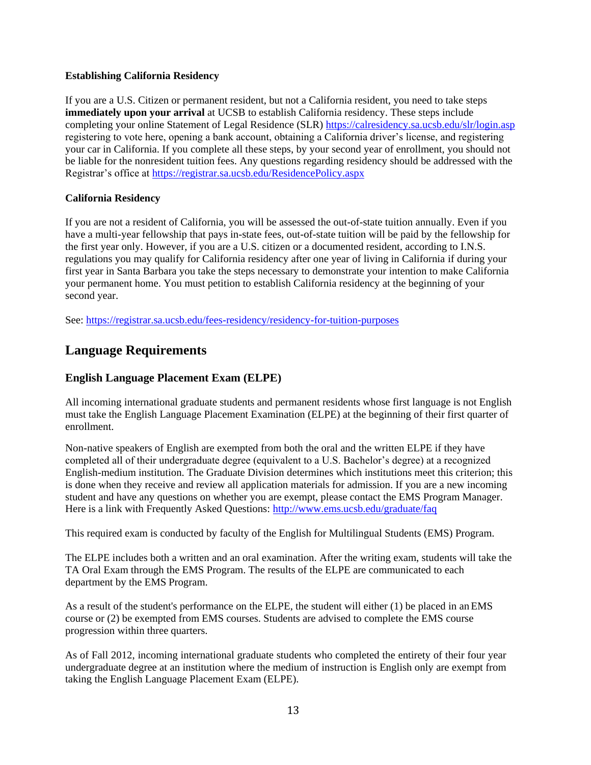**Establishing California Residency**

If you are a U.S. Citizen or permanent resident, but not a California resident, you need to take steps **immediately upon your arrival** at UCSB to establish California residency. These steps include completing your online Statement of Legal Residence (SLR) https://calresidency.sa.ucsb.edu/slr/login.asp registering to vote here, opening a bank account, obtaining a California driver's license, and registering your car in California. If you complete all these steps, by your second year of enrollment, you should not be liable for the nonresident tuition fees. Any questions regarding residency should be addressed with the Registrar's office at https://registrar.sa.ucsb.edu/ResidencePolicy.aspx

**California Residency**

If you are not a resident of California, you will be assessed the out-of-state tuition annually. Even if you have a multi-year fellowship that pays in-state fees, out-of-state tuition will be paid by the fellowship for the first year only. However, if you are a U.S. citizen or a documented resident, according to I.N.S. regulations you may qualify for California residency after one year of living in California if during your first year in Santa Barbara you take the steps necessary to demonstrate your intention to make California your permanent home. You must petition to establish California residency at the beginning of your second year.

See: https://registrar.sa.ucsb.edu/fees-residency/residency-for-tuition-purposes

## Language Requirements

### English Language Placement Exam (ELPE)

All incoming international graduate students and permanent residents whose first language is not English must take the English Language Placement Examination (ELPE) at the beginning of their first quarter of enrollment.

Non-native speakers of English are exempted from both the oral and the written ELPE if they have completed all of their undergraduate degree (equivalent to a U.S. Bachelor's degree) at a recognized English-medium institution. The Graduate Division determines which institutions meet this criterion; this is done when they receive and review all application materials for admission. If you are a new incoming student and have any questions on whether you are exempt, please contact the EMS Program Manager. Here is a link with Frequently Asked Questions: http://www.ems.ucsb.edu/graduate/faq

This required exam is conducted by faculty of the English for Multilingual Students (EMS) Program.

The ELPE includes both a written and an oral examination. After the writing exam, students will take the TA Oral Exam through the EMS Program. The results of the ELPE are communicated to each department by the EMS Program.

As a result of the student's performance on the ELPE, the student will either (1) be placed in an EMS course or (2) be exempted from EMS courses. Students are advised to complete the EMS course progression within three quarters.

As of Fall 2012, incoming international graduate students who completed the entirety of their four year undergraduate degree at an institution where the medium of instruction is English only are exempt from taking the English Language Placement Exam (ELPE).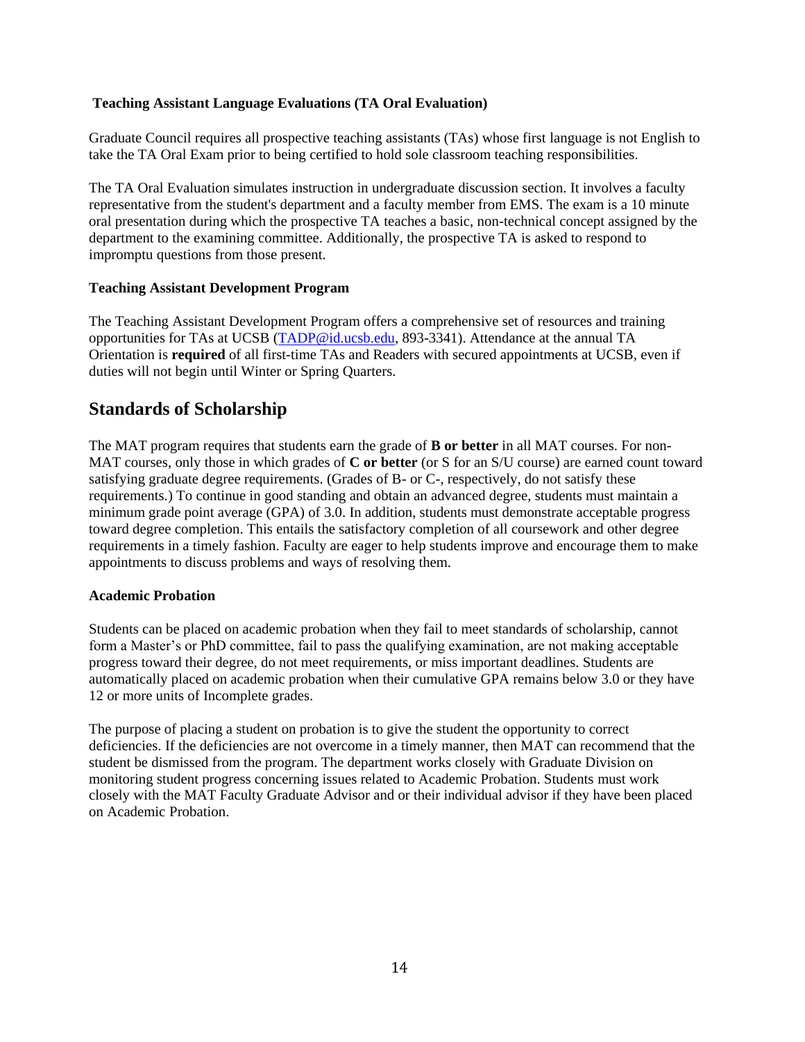### Teaching Assistant Language Evaluations (TA Oral Evaluation)

Graduate Council requires all prospective teaching assistants (TAs) whose first language is not English to take the TA Oral Exam prior to being certified to hold sole classroom teaching responsibilities.

The TA Oral Evaluation simulates instruction in undergraduate discussion section. It involves a faculty representative from the student's department and a faculty member from EMS. The exam is a 10 minute oral presentation during which the prospective TA teaches a basic, non-technical concept assigned by the department to the examining committee. Additionally, the prospective TA is asked to respond to impromptu questions from those present.

### Teaching Assistant Development Program

The Teaching Assistant Development Program offers a comprehensive set of resources and training opportunities for TAs at UCSB (TADP@id.ucsb.edu, 893-3341). Attendance at the annual TA Orientation is **required** of all first-time TAs and Readers with secured appointments at UCSB, even if duties will not begin until Winter or Spring Quarters.

## Standards of Scholarship

The MAT program requires that students earn the grade of **B or better** in all MAT courses. For non-MAT courses, only those in which grades of **C or better** (or S for an S/U course) are earned count toward satisfying graduate degree requirements. (Grades of B- or C-, respectively, do not satisfy these requirements.) To continue in good standing and obtain an advanced degree, students must maintain a minimum grade point average (GPA) of 3.0. In addition, students must demonstrate acceptable progress toward degree completion. This entails the satisfactory completion of all coursework and other degree requirements in a timely fashion. Faculty are eager to help students improve and encourage them to make appointments to discuss problems and ways of resolving them.

### Academic Probation

Students can be placed on academic probation when they fail to meet standards of scholarship, cannot form a Master's or PhD committee, fail to pass the qualifying examination, are not making acceptable progress toward their degree, do not meet requirements, or miss important deadlines. Students are automatically placed on academic probation when their cumulative GPA remains below 3.0 or they have 12 or more units of Incomplete grades.

The purpose of placing a student on probation is to give the student the opportunity to correct deficiencies. If the deficiencies are not overcome in a timely manner, then MAT can recommend that the student be dismissed from the program. The department works closely with Graduate Division on monitoring student progress concerning issues related to Academic Probation. Students must work closely with the MAT Faculty Graduate Advisor and or their individual advisor if they have been placed on Academic Probation.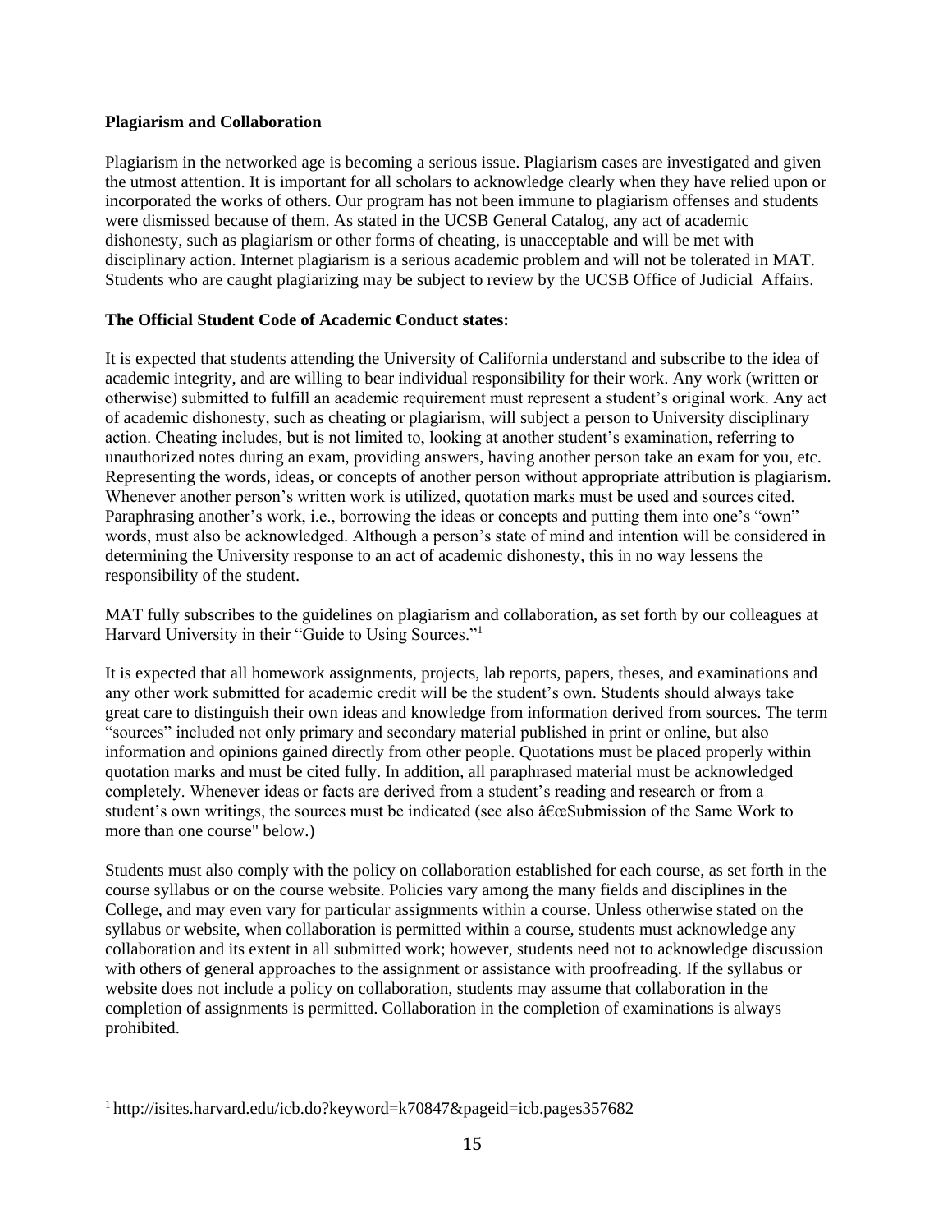**Plagiarism and Collaboration**

Plagiarism in the networked age is becoming a serious issue. Plagiarism cases are investigated and given the utmost attention. It is important for all scholars to acknowledge clearly when they have relied upon or incorporated the works of others. Our program has not been immune to plagiarism offenses and students were dismissed because of them. As stated in the UCSB General Catalog, any act of academic dishonesty, such as plagiarism or other forms of cheating, is unacceptable and will be met with disciplinary action. Internet plagiarism is a serious academic problem and will not be tolerated in MAT. Students who are caught plagiarizing may be subject to review by the UCSB Office of Judicial Affairs.

**The Official Student Code of Academic Conduct states:**

It is expected that students attending the University of California understand and subscribe to the idea of academic integrity, and are willing to bear individual responsibility for their work. Any work (written or otherwise) submitted to fulfill an academic requirement must represent a student's original work. Any act of academic dishonesty, such as cheating or plagiarism, will subject a person to University disciplinary action. Cheating includes, but is not limited to, looking at another student's examination, referring to unauthorized notes during an exam, providing answers, having another person take an exam for you, etc. Representing the words, ideas, or concepts of another person without appropriate attribution is plagiarism. Whenever another person's written work is utilized, quotation marks must be used and sources cited. Paraphrasing another's work, i.e., borrowing the ideas or concepts and putting them into one's "own" words, must also be acknowledged. Although a person's state of mind and intention will be considered in determining the University response to an act of academic dishonesty, this in no way lessens the responsibility of the student.

MAT fully subscribes to the guidelines on plagiarism and collaboration, as set forth by our colleagues at Harvard University in their "Guide to Using Sources."[1]

It is expected that all homework assignments, projects, lab reports, papers, theses, and examinations and any other work submitted for academic credit will be the student's own. Students should always take great care to distinguish their own ideas and knowledge from information derived from sources. The term "sources" included not only primary and secondary material published in print or online, but also information and opinions gained directly from other people. Quotations must be placed properly within quotation marks and must be cited fully. In addition, all paraphrased material must be acknowledged completely. Whenever ideas or facts are derived from a student's reading and research or from a student's own writings, the sources must be indicated (see also â€œSubmission of the Same Work to more than one course" below.)

Students must also comply with the policy on collaboration established for each course, as set forth in the course syllabus or on the course website. Policies vary among the many fields and disciplines in the College, and may even vary for particular assignments within a course. Unless otherwise stated on the syllabus or website, when collaboration is permitted within a course, students must acknowledge any collaboration and its extent in all submitted work; however, students need not to acknowledge discussion with others of general approaches to the assignment or assistance with proofreading. If the syllabus or website does not include a policy on collaboration, students may assume that collaboration in the completion of assignments is permitted. Collaboration in the completion of examinations is always prohibited.

[1] http://isites.harvard.edu/icb.do?keyword=k70847&pageid=icb.pages357682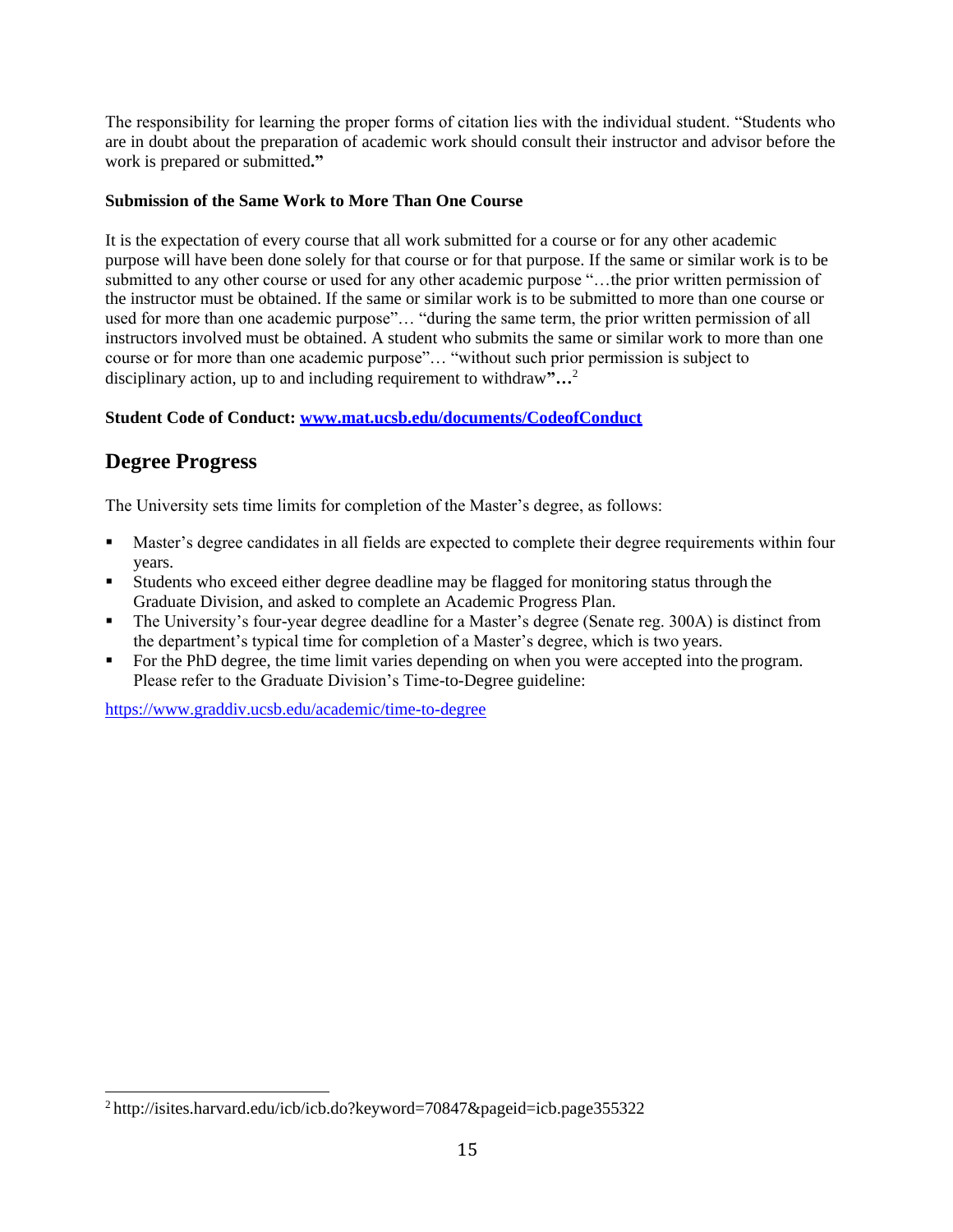The responsibility for learning the proper forms of citation lies with the individual student. "Students who are in doubt about the preparation of academic work should consult their instructor and advisor before the work is prepared or submitted**."**

**Submission of the Same Work to More Than One Course**

It is the expectation of every course that all work submitted for a course or for any other academic purpose will have been done solely for that course or for that purpose. If the same or similar work is to be submitted to any other course or used for any other academic purpose "…the prior written permission of the instructor must be obtained. If the same or similar work is to be submitted to more than one course or used for more than one academic purpose"… "during the same term, the prior written permission of all instructors involved must be obtained. A student who submits the same or similar work to more than one course or for more than one academic purpose"… "without such prior permission is subject to disciplinary action, up to and including requirement to withdraw**"…**[2]

**Student Code of Conduct: [www.mat.ucsb.edu/documents/CodeofConduct](www.mat.ucsb.edu/documents/CodeofConduct)**

## Degree Progress

The University sets time limits for completion of the Master's degree, as follows:

- Master's degree candidates in all fields are expected to complete their degree requirements within four years.
- Students who exceed either degree deadline may be flagged for monitoring status through the Graduate Division, and asked to complete an Academic Progress Plan.
- The University's four-year degree deadline for a Master's degree (Senate reg. 300A) is distinct from the department's typical time for completion of a Master's degree, which is two years.
- For the PhD degree, the time limit varies depending on when you were accepted into the program. Please refer to the Graduate Division's Time-to-Degree guideline:

[https://www.graddiv.ucsb.edu/academic/time-to-degree](https://www.graddiv.ucsb.edu/academic/time-to-degree)

[2] http://isites.harvard.edu/icb/icb.do?keyword=70847&pageid=icb.page355322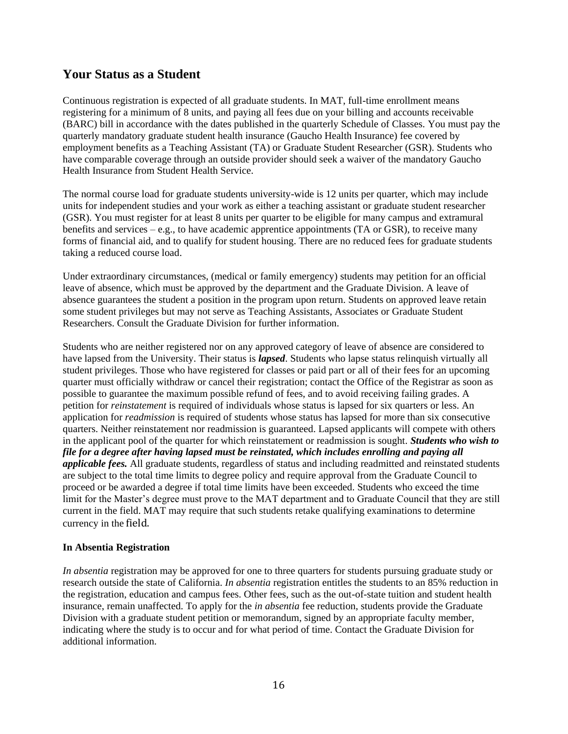## Your Status as a Student

Continuous registration is expected of all graduate students. In MAT, full-time enrollment means registering for a minimum of 8 units, and paying all fees due on your billing and accounts receivable (BARC) bill in accordance with the dates published in the quarterly Schedule of Classes. You must pay the quarterly mandatory graduate student health insurance (Gaucho Health Insurance) fee covered by employment benefits as a Teaching Assistant (TA) or Graduate Student Researcher (GSR). Students who have comparable coverage through an outside provider should seek a waiver of the mandatory Gaucho Health Insurance from Student Health Service.

The normal course load for graduate students university-wide is 12 units per quarter, which may include units for independent studies and your work as either a teaching assistant or graduate student researcher (GSR). You must register for at least 8 units per quarter to be eligible for many campus and extramural benefits and services – e.g., to have academic apprentice appointments (TA or GSR), to receive many forms of financial aid, and to qualify for student housing. There are no reduced fees for graduate students taking a reduced course load.

Under extraordinary circumstances, (medical or family emergency) students may petition for an official leave of absence, which must be approved by the department and the Graduate Division. A leave of absence guarantees the student a position in the program upon return. Students on approved leave retain some student privileges but may not serve as Teaching Assistants, Associates or Graduate Student Researchers. Consult the Graduate Division for further information.

Students who are neither registered nor on any approved category of leave of absence are considered to have lapsed from the University. Their status is ***lapsed***. Students who lapse status relinquish virtually all student privileges. Those who have registered for classes or paid part or all of their fees for an upcoming quarter must officially withdraw or cancel their registration; contact the Office of the Registrar as soon as possible to guarantee the maximum possible refund of fees, and to avoid receiving failing grades. A petition for *reinstatement* is required of individuals whose status is lapsed for six quarters or less. An application for *readmission* is required of students whose status has lapsed for more than six consecutive quarters. Neither reinstatement nor readmission is guaranteed. Lapsed applicants will compete with others in the applicant pool of the quarter for which reinstatement or readmission is sought. ***Students who wish to file for a degree after having lapsed must be reinstated, which includes enrolling and paying all applicable fees.*** All graduate students, regardless of status and including readmitted and reinstated students are subject to the total time limits to degree policy and require approval from the Graduate Council to proceed or be awarded a degree if total time limits have been exceeded. Students who exceed the time limit for the Master's degree must prove to the MAT department and to Graduate Council that they are still current in the field. MAT may require that such students retake qualifying examinations to determine currency in the field.

### In Absentia Registration

*In absentia* registration may be approved for one to three quarters for students pursuing graduate study or research outside the state of California. *In absentia* registration entitles the students to an 85% reduction in the registration, education and campus fees. Other fees, such as the out-of-state tuition and student health insurance, remain unaffected. To apply for the *in absentia* fee reduction, students provide the Graduate Division with a graduate student petition or memorandum, signed by an appropriate faculty member, indicating where the study is to occur and for what period of time. Contact the Graduate Division for additional information.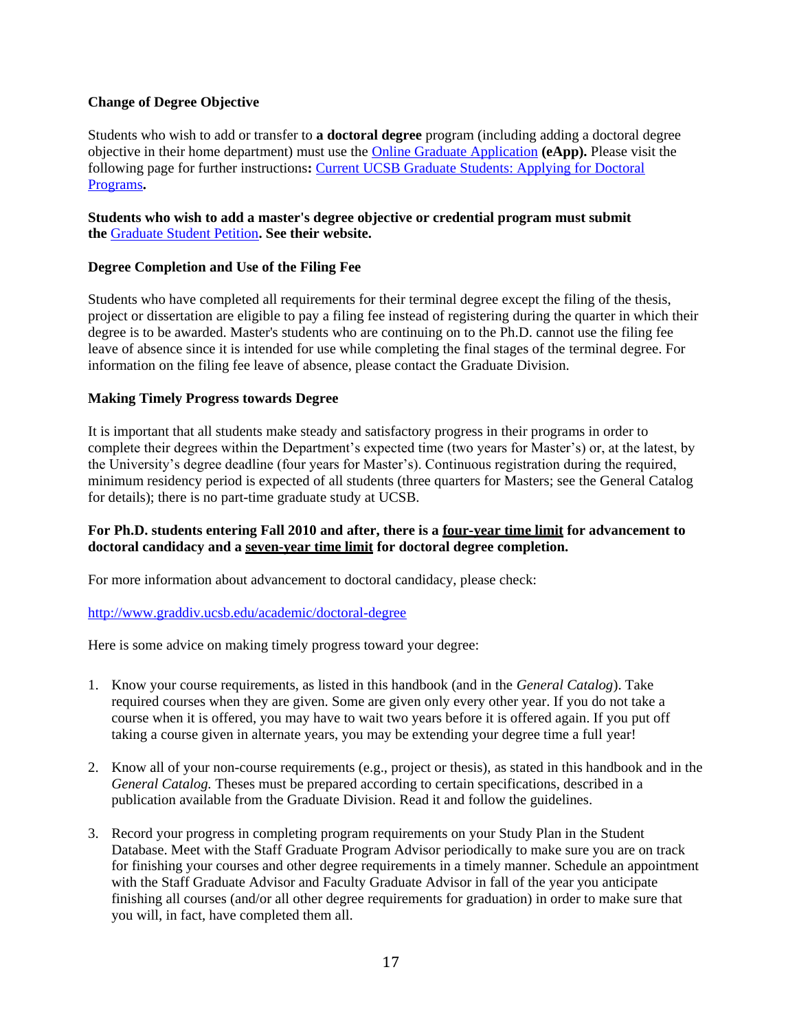**Change of Degree Objective**

Students who wish to add or transfer to **a doctoral degree** program (including adding a doctoral degree objective in their home department) must use the Online Graduate Application **(eApp).** Please visit the following page for further instructions**:** Current UCSB Graduate Students: Applying for Doctoral Programs**.**

**Students who wish to add a master's degree objective or credential program must submit the** Graduate Student Petition**. See their website.**

**Degree Completion and Use of the Filing Fee**

Students who have completed all requirements for their terminal degree except the filing of the thesis, project or dissertation are eligible to pay a filing fee instead of registering during the quarter in which their degree is to be awarded. Master's students who are continuing on to the Ph.D. cannot use the filing fee leave of absence since it is intended for use while completing the final stages of the terminal degree. For information on the filing fee leave of absence, please contact the Graduate Division.

**Making Timely Progress towards Degree**

It is important that all students make steady and satisfactory progress in their programs in order to complete their degrees within the Department's expected time (two years for Master's) or, at the latest, by the University's degree deadline (four years for Master's). Continuous registration during the required, minimum residency period is expected of all students (three quarters for Masters; see the General Catalog for details); there is no part-time graduate study at UCSB.

**For Ph.D. students entering Fall 2010 and after, there is a <u>four-year time limit</u> for advancement to doctoral candidacy and a <u>seven-year time limit</u> for doctoral degree completion.**

For more information about advancement to doctoral candidacy, please check:

http://www.graddiv.ucsb.edu/academic/doctoral-degree

Here is some advice on making timely progress toward your degree:

1. Know your course requirements, as listed in this handbook (and in the *General Catalog*). Take required courses when they are given. Some are given only every other year. If you do not take a course when it is offered, you may have to wait two years before it is offered again. If you put off taking a course given in alternate years, you may be extending your degree time a full year!

2. Know all of your non-course requirements (e.g., project or thesis), as stated in this handbook and in the *General Catalog.* Theses must be prepared according to certain specifications, described in a publication available from the Graduate Division. Read it and follow the guidelines.

3. Record your progress in completing program requirements on your Study Plan in the Student Database. Meet with the Staff Graduate Program Advisor periodically to make sure you are on track for finishing your courses and other degree requirements in a timely manner. Schedule an appointment with the Staff Graduate Advisor and Faculty Graduate Advisor in fall of the year you anticipate finishing all courses (and/or all other degree requirements for graduation) in order to make sure that you will, in fact, have completed them all.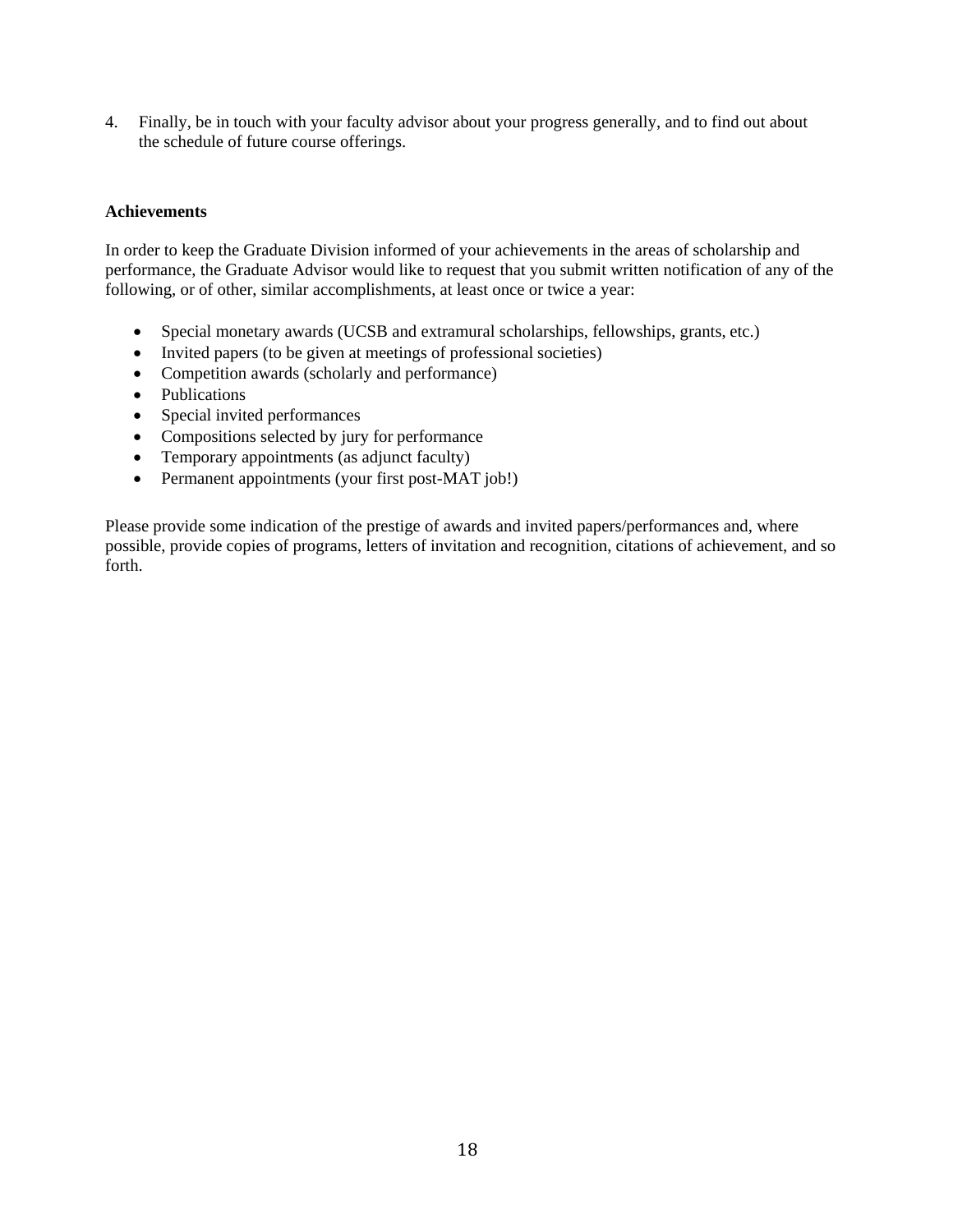4. Finally, be in touch with your faculty advisor about your progress generally, and to find out about the schedule of future course offerings.

**Achievements**

In order to keep the Graduate Division informed of your achievements in the areas of scholarship and performance, the Graduate Advisor would like to request that you submit written notification of any of the following, or of other, similar accomplishments, at least once or twice a year:

- Special monetary awards (UCSB and extramural scholarships, fellowships, grants, etc.)
- Invited papers (to be given at meetings of professional societies)
- Competition awards (scholarly and performance)
- Publications
- Special invited performances
- Compositions selected by jury for performance
- Temporary appointments (as adjunct faculty)
- Permanent appointments (your first post-MAT job!)

Please provide some indication of the prestige of awards and invited papers/performances and, where possible, provide copies of programs, letters of invitation and recognition, citations of achievement, and so forth.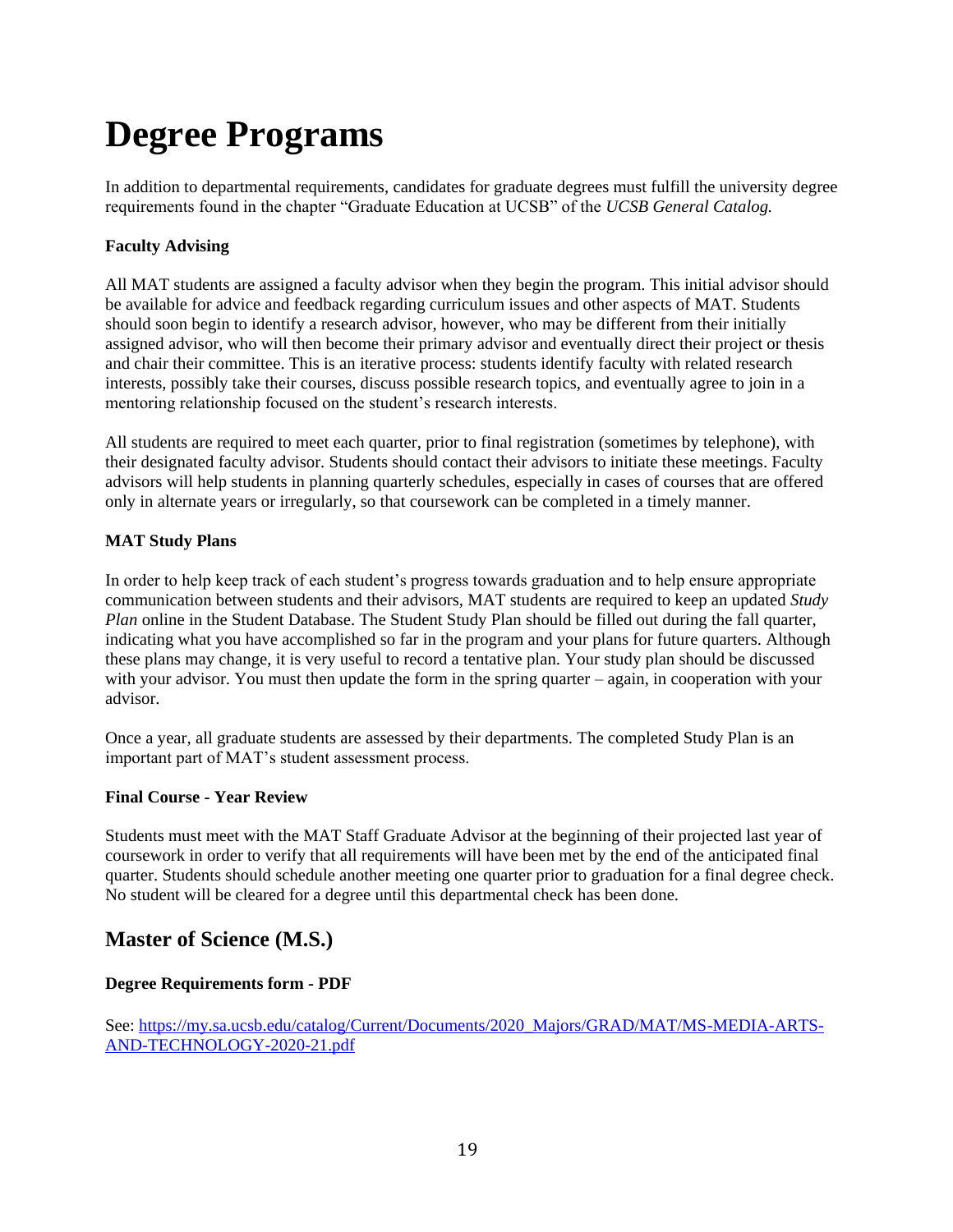# Degree Programs

In addition to departmental requirements, candidates for graduate degrees must fulfill the university degree requirements found in the chapter "Graduate Education at UCSB" of the *UCSB General Catalog.*

**Faculty Advising**

All MAT students are assigned a faculty advisor when they begin the program. This initial advisor should be available for advice and feedback regarding curriculum issues and other aspects of MAT. Students should soon begin to identify a research advisor, however, who may be different from their initially assigned advisor, who will then become their primary advisor and eventually direct their project or thesis and chair their committee. This is an iterative process: students identify faculty with related research interests, possibly take their courses, discuss possible research topics, and eventually agree to join in a mentoring relationship focused on the student's research interests.

All students are required to meet each quarter, prior to final registration (sometimes by telephone), with their designated faculty advisor. Students should contact their advisors to initiate these meetings. Faculty advisors will help students in planning quarterly schedules, especially in cases of courses that are offered only in alternate years or irregularly, so that coursework can be completed in a timely manner.

**MAT Study Plans**

In order to help keep track of each student's progress towards graduation and to help ensure appropriate communication between students and their advisors, MAT students are required to keep an updated *Study Plan* online in the Student Database. The Student Study Plan should be filled out during the fall quarter, indicating what you have accomplished so far in the program and your plans for future quarters. Although these plans may change, it is very useful to record a tentative plan. Your study plan should be discussed with your advisor. You must then update the form in the spring quarter – again, in cooperation with your advisor.

Once a year, all graduate students are assessed by their departments. The completed Study Plan is an important part of MAT's student assessment process.

**Final Course - Year Review**

Students must meet with the MAT Staff Graduate Advisor at the beginning of their projected last year of coursework in order to verify that all requirements will have been met by the end of the anticipated final quarter. Students should schedule another meeting one quarter prior to graduation for a final degree check. No student will be cleared for a degree until this departmental check has been done.

## Master of Science (M.S.)

**Degree Requirements form - PDF**

See: [https://my.sa.ucsb.edu/catalog/Current/Documents/2020_Majors/GRAD/MAT/MS-MEDIA-ARTS-AND-TECHNOLOGY-2020-21.pdf](https://my.sa.ucsb.edu/catalog/Current/Documents/2020_Majors/GRAD/MAT/MS-MEDIA-ARTS-AND-TECHNOLOGY-2020-21.pdf)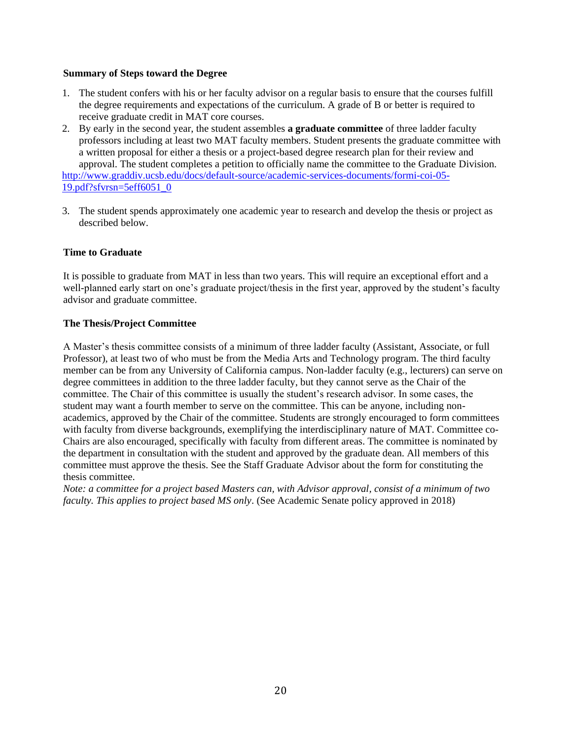**Summary of Steps toward the Degree**

1. The student confers with his or her faculty advisor on a regular basis to ensure that the courses fulfill the degree requirements and expectations of the curriculum. A grade of B or better is required to receive graduate credit in MAT core courses.
2. By early in the second year, the student assembles **a graduate committee** of three ladder faculty professors including at least two MAT faculty members. Student presents the graduate committee with a written proposal for either a thesis or a project-based degree research plan for their review and approval. The student completes a petition to officially name the committee to the Graduate Division.

http://www.graddiv.ucsb.edu/docs/default-source/academic-services-documents/formi-coi-05-19.pdf?sfvrsn=5eff6051_0

3. The student spends approximately one academic year to research and develop the thesis or project as described below.

**Time to Graduate**

It is possible to graduate from MAT in less than two years. This will require an exceptional effort and a well-planned early start on one's graduate project/thesis in the first year, approved by the student's faculty advisor and graduate committee.

**The Thesis/Project Committee**

A Master's thesis committee consists of a minimum of three ladder faculty (Assistant, Associate, or full Professor), at least two of who must be from the Media Arts and Technology program. The third faculty member can be from any University of California campus. Non-ladder faculty (e.g., lecturers) can serve on degree committees in addition to the three ladder faculty, but they cannot serve as the Chair of the committee. The Chair of this committee is usually the student's research advisor. In some cases, the student may want a fourth member to serve on the committee. This can be anyone, including non-academics, approved by the Chair of the committee. Students are strongly encouraged to form committees with faculty from diverse backgrounds, exemplifying the interdisciplinary nature of MAT. Committee co-Chairs are also encouraged, specifically with faculty from different areas. The committee is nominated by the department in consultation with the student and approved by the graduate dean. All members of this committee must approve the thesis. See the Staff Graduate Advisor about the form for constituting the thesis committee.

*Note: a committee for a project based Masters can, with Advisor approval, consist of a minimum of two faculty. This applies to project based MS only*. (See Academic Senate policy approved in 2018)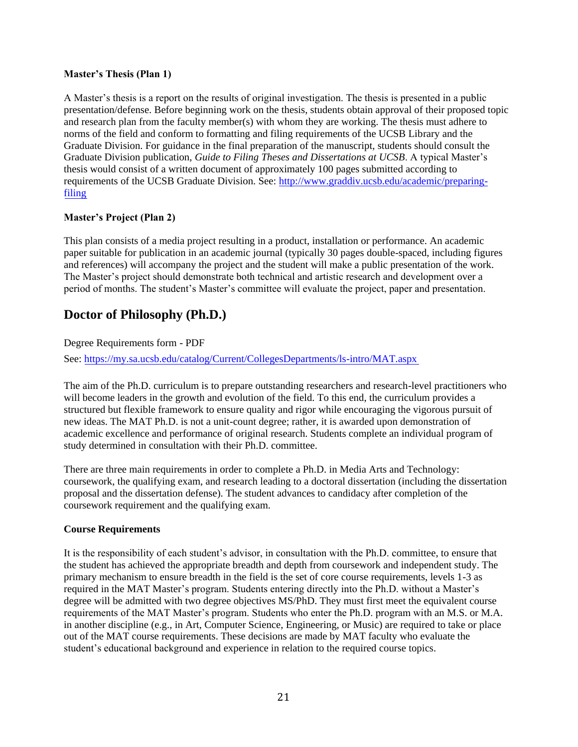**Master's Thesis (Plan 1)**

A Master's thesis is a report on the results of original investigation. The thesis is presented in a public presentation/defense. Before beginning work on the thesis, students obtain approval of their proposed topic and research plan from the faculty member(s) with whom they are working. The thesis must adhere to norms of the field and conform to formatting and filing requirements of the UCSB Library and the Graduate Division. For guidance in the final preparation of the manuscript, students should consult the Graduate Division publication, *Guide to Filing Theses and Dissertations at UCSB*. A typical Master's thesis would consist of a written document of approximately 100 pages submitted according to requirements of the UCSB Graduate Division. See: [http://www.graddiv.ucsb.edu/academic/preparing-filing](http://www.graddiv.ucsb.edu/academic/preparing-filing)

**Master's Project (Plan 2)**

This plan consists of a media project resulting in a product, installation or performance. An academic paper suitable for publication in an academic journal (typically 30 pages double-spaced, including figures and references) will accompany the project and the student will make a public presentation of the work. The Master's project should demonstrate both technical and artistic research and development over a period of months. The student's Master's committee will evaluate the project, paper and presentation.

## Doctor of Philosophy (Ph.D.)

Degree Requirements form - PDF

See: [https://my.sa.ucsb.edu/catalog/Current/CollegesDepartments/ls-intro/MAT.aspx](https://my.sa.ucsb.edu/catalog/Current/CollegesDepartments/ls-intro/MAT.aspx)

The aim of the Ph.D. curriculum is to prepare outstanding researchers and research-level practitioners who will become leaders in the growth and evolution of the field. To this end, the curriculum provides a structured but flexible framework to ensure quality and rigor while encouraging the vigorous pursuit of new ideas. The MAT Ph.D. is not a unit-count degree; rather, it is awarded upon demonstration of academic excellence and performance of original research. Students complete an individual program of study determined in consultation with their Ph.D. committee.

There are three main requirements in order to complete a Ph.D. in Media Arts and Technology: coursework, the qualifying exam, and research leading to a doctoral dissertation (including the dissertation proposal and the dissertation defense). The student advances to candidacy after completion of the coursework requirement and the qualifying exam.

**Course Requirements**

It is the responsibility of each student's advisor, in consultation with the Ph.D. committee, to ensure that the student has achieved the appropriate breadth and depth from coursework and independent study. The primary mechanism to ensure breadth in the field is the set of core course requirements, levels 1-3 as required in the MAT Master's program. Students entering directly into the Ph.D. without a Master's degree will be admitted with two degree objectives MS/PhD. They must first meet the equivalent course requirements of the MAT Master's program. Students who enter the Ph.D. program with an M.S. or M.A. in another discipline (e.g., in Art, Computer Science, Engineering, or Music) are required to take or place out of the MAT course requirements. These decisions are made by MAT faculty who evaluate the student's educational background and experience in relation to the required course topics.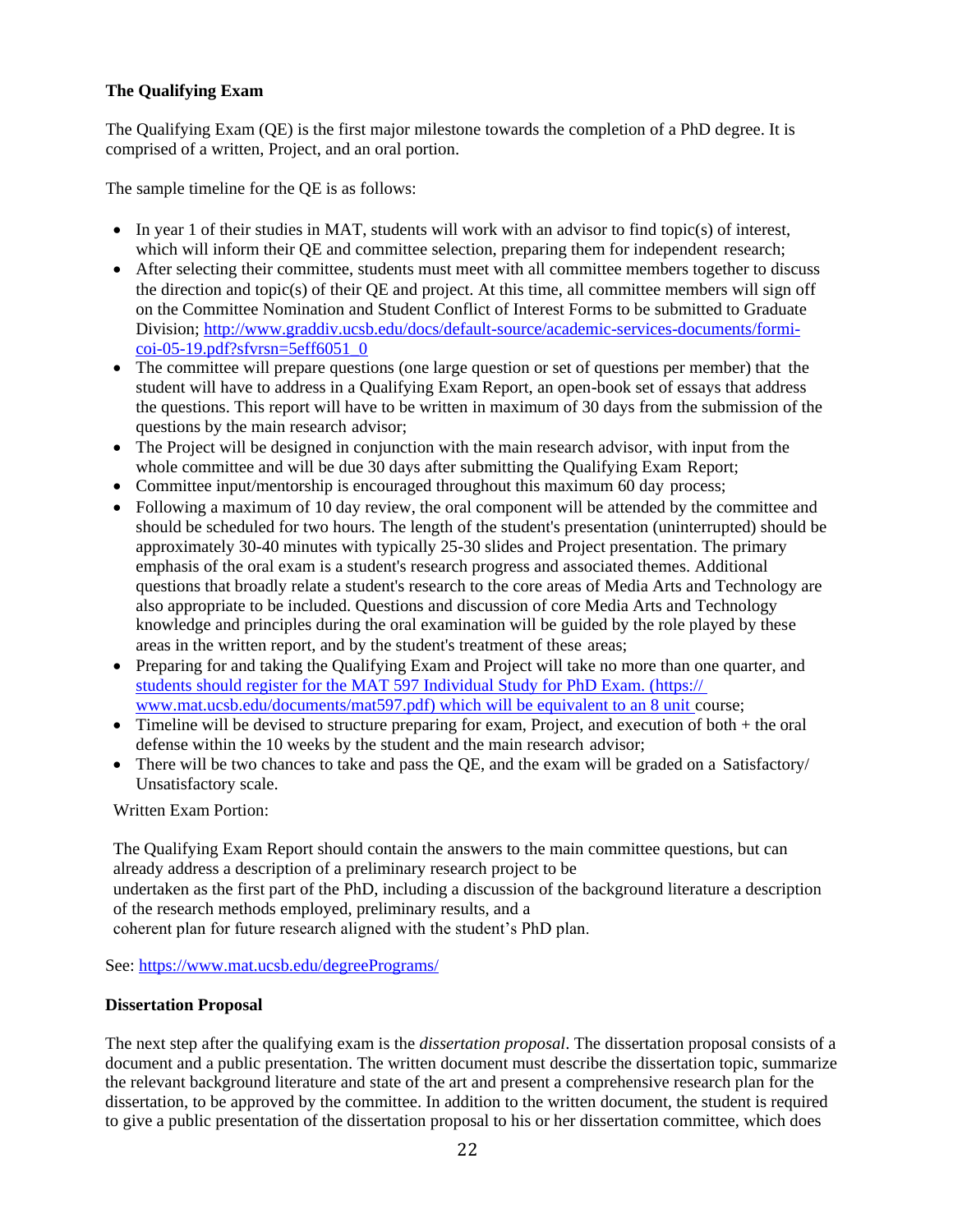**The Qualifying Exam**

The Qualifying Exam (QE) is the first major milestone towards the completion of a PhD degree. It is comprised of a written, Project, and an oral portion.

The sample timeline for the QE is as follows:

- In year 1 of their studies in MAT, students will work with an advisor to find topic(s) of interest, which will inform their QE and committee selection, preparing them for independent research;
- After selecting their committee, students must meet with all committee members together to discuss the direction and topic(s) of their QE and project. At this time, all committee members will sign off on the Committee Nomination and Student Conflict of Interest Forms to be submitted to Graduate Division; [http://www.graddiv.ucsb.edu/docs/default-source/academic-services-documents/formi-coi-05-19.pdf?sfvrsn=5eff6051_0](http://www.graddiv.ucsb.edu/docs/default-source/academic-services-documents/formi-coi-05-19.pdf?sfvrsn=5eff6051_0)
- The committee will prepare questions (one large question or set of questions per member) that the student will have to address in a Qualifying Exam Report, an open-book set of essays that address the questions. This report will have to be written in maximum of 30 days from the submission of the questions by the main research advisor;
- The Project will be designed in conjunction with the main research advisor, with input from the whole committee and will be due 30 days after submitting the Qualifying Exam Report;
- Committee input/mentorship is encouraged throughout this maximum 60 day process;
- Following a maximum of 10 day review, the oral component will be attended by the committee and should be scheduled for two hours. The length of the student's presentation (uninterrupted) should be approximately 30-40 minutes with typically 25-30 slides and Project presentation. The primary emphasis of the oral exam is a student's research progress and associated themes. Additional questions that broadly relate a student's research to the core areas of Media Arts and Technology are also appropriate to be included. Questions and discussion of core Media Arts and Technology knowledge and principles during the oral examination will be guided by the role played by these areas in the written report, and by the student's treatment of these areas;
- Preparing for and taking the Qualifying Exam and Project will take no more than one quarter, and students should register for the MAT 597 Individual Study for PhD Exam. (https://www.mat.ucsb.edu/documents/mat597.pdf) which will be equivalent to an 8 unit course;
- Timeline will be devised to structure preparing for exam, Project, and execution of both + the oral defense within the 10 weeks by the student and the main research advisor;
- There will be two chances to take and pass the QE, and the exam will be graded on a Satisfactory/ Unsatisfactory scale.

Written Exam Portion:

The Qualifying Exam Report should contain the answers to the main committee questions, but can already address a description of a preliminary research project to be undertaken as the first part of the PhD, including a discussion of the background literature a description of the research methods employed, preliminary results, and a coherent plan for future research aligned with the student's PhD plan.

See: [https://www.mat.ucsb.edu/degreePrograms/](https://www.mat.ucsb.edu/degreePrograms/)

**Dissertation Proposal**

The next step after the qualifying exam is the *dissertation proposal*. The dissertation proposal consists of a document and a public presentation. The written document must describe the dissertation topic, summarize the relevant background literature and state of the art and present a comprehensive research plan for the dissertation, to be approved by the committee. In addition to the written document, the student is required to give a public presentation of the dissertation proposal to his or her dissertation committee, which does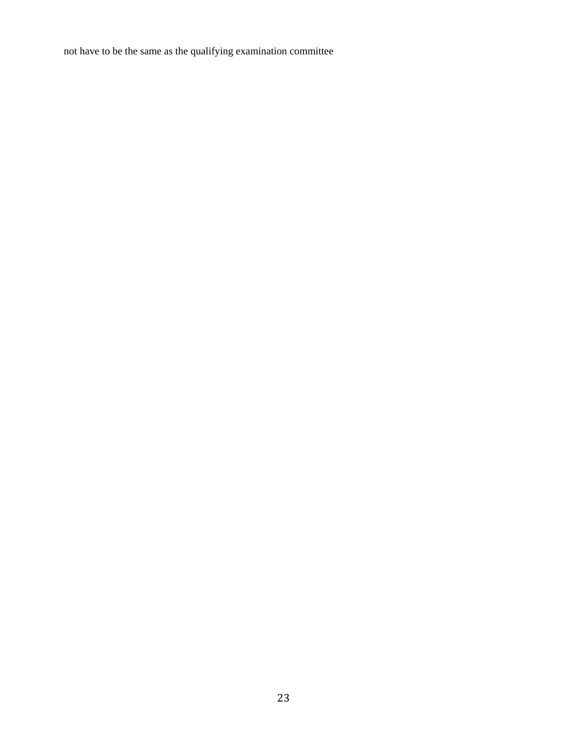not have to be the same as the qualifying examination committee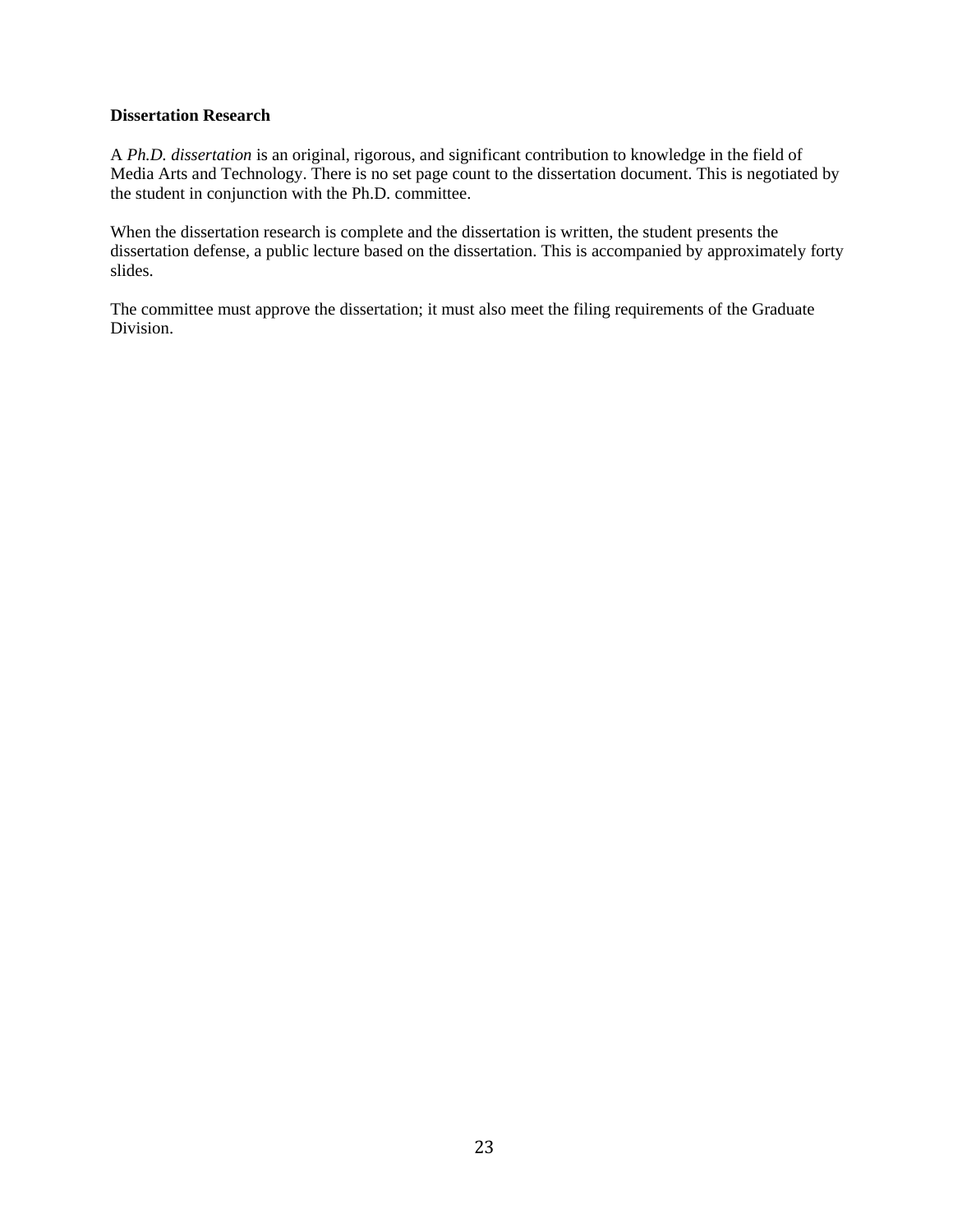**Dissertation Research**

A *Ph.D. dissertation* is an original, rigorous, and significant contribution to knowledge in the field of Media Arts and Technology. There is no set page count to the dissertation document. This is negotiated by the student in conjunction with the Ph.D. committee.

When the dissertation research is complete and the dissertation is written, the student presents the dissertation defense, a public lecture based on the dissertation. This is accompanied by approximately forty slides.

The committee must approve the dissertation; it must also meet the filing requirements of the Graduate Division.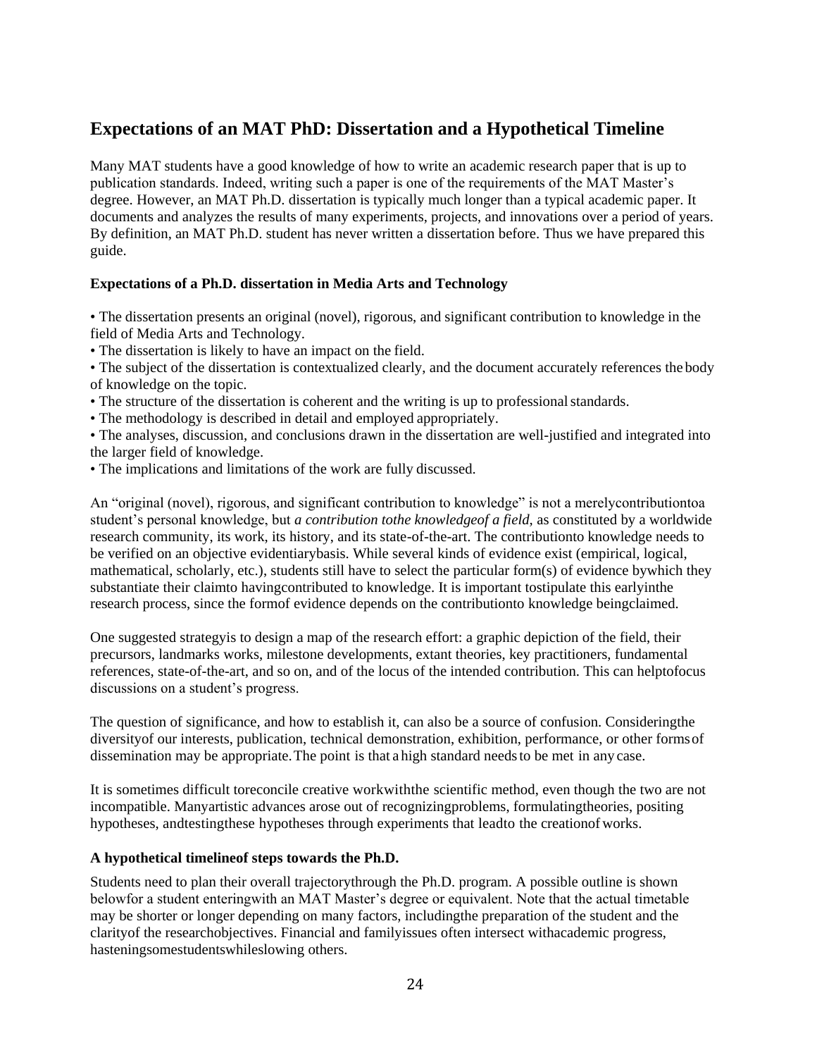## Expectations of an MAT PhD: Dissertation and a Hypothetical Timeline

Many MAT students have a good knowledge of how to write an academic research paper that is up to publication standards. Indeed, writing such a paper is one of the requirements of the MAT Master's degree. However, an MAT Ph.D. dissertation is typically much longer than a typical academic paper. It documents and analyzes the results of many experiments, projects, and innovations over a period of years. By definition, an MAT Ph.D. student has never written a dissertation before. Thus we have prepared this guide.

**Expectations of a Ph.D. dissertation in Media Arts and Technology**

- The dissertation presents an original (novel), rigorous, and significant contribution to knowledge in the field of Media Arts and Technology.
- The dissertation is likely to have an impact on the field.
- The subject of the dissertation is contextualized clearly, and the document accurately references the body of knowledge on the topic.
- The structure of the dissertation is coherent and the writing is up to professional standards.
- The methodology is described in detail and employed appropriately.
- The analyses, discussion, and conclusions drawn in the dissertation are well-justified and integrated into the larger field of knowledge.
- The implications and limitations of the work are fully discussed.

An "original (novel), rigorous, and significant contribution to knowledge" is not a merelycontributiontoa student's personal knowledge, but *a contribution tothe knowledgeof a field*, as constituted by a worldwide research community, its work, its history, and its state-of-the-art. The contributionto knowledge needs to be verified on an objective evidentiarybasis. While several kinds of evidence exist (empirical, logical, mathematical, scholarly, etc.), students still have to select the particular form(s) of evidence bywhich they substantiate their claimto havingcontributed to knowledge. It is important tostipulate this earlyinthe research process, since the formof evidence depends on the contributionto knowledge beingclaimed.

One suggested strategyis to design a map of the research effort: a graphic depiction of the field, their precursors, landmarks works, milestone developments, extant theories, key practitioners, fundamental references, state-of-the-art, and so on, and of the locus of the intended contribution. This can helptofocus discussions on a student's progress.

The question of significance, and how to establish it, can also be a source of confusion. Consideringthe diversityof our interests, publication, technical demonstration, exhibition, performance, or other formsof dissemination may be appropriate.The point is that a high standard needsto be met in any case.

It is sometimes difficult toreconcile creative workwiththe scientific method, even though the two are not incompatible. Manyartistic advances arose out of recognizingproblems, formulatingtheories, positing hypotheses, andtestingthese hypotheses through experiments that leadto the creationof works.

**A hypothetical timelineof steps towards the Ph.D.**

Students need to plan their overall trajectorythrough the Ph.D. program. A possible outline is shown belowfor a student enteringwith an MAT Master's degree or equivalent. Note that the actual timetable may be shorter or longer depending on many factors, includingthe preparation of the student and the clarityof the researchobjectives. Financial and familyissues often intersect withacademic progress, hasteningsomestudentswhileslowing others.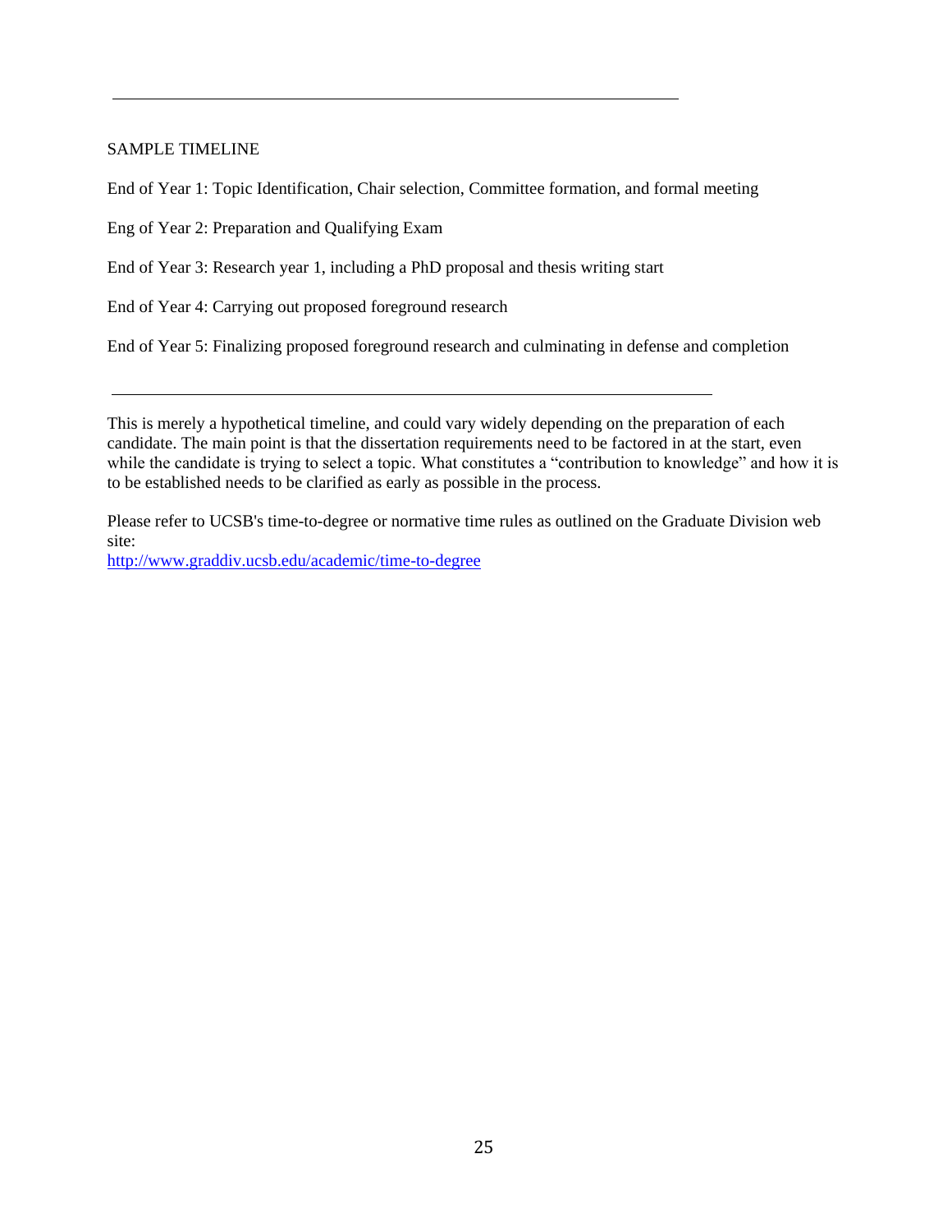---

SAMPLE TIMELINE

End of Year 1: Topic Identification, Chair selection, Committee formation, and formal meeting

Eng of Year 2: Preparation and Qualifying Exam

End of Year 3: Research year 1, including a PhD proposal and thesis writing start

End of Year 4: Carrying out proposed foreground research

End of Year 5: Finalizing proposed foreground research and culminating in defense and completion

---

This is merely a hypothetical timeline, and could vary widely depending on the preparation of each candidate. The main point is that the dissertation requirements need to be factored in at the start, even while the candidate is trying to select a topic. What constitutes a "contribution to knowledge" and how it is to be established needs to be clarified as early as possible in the process.

Please refer to UCSB's time-to-degree or normative time rules as outlined on the Graduate Division web site:
[http://www.graddiv.ucsb.edu/academic/time-to-degree](http://www.graddiv.ucsb.edu/academic/time-to-degree)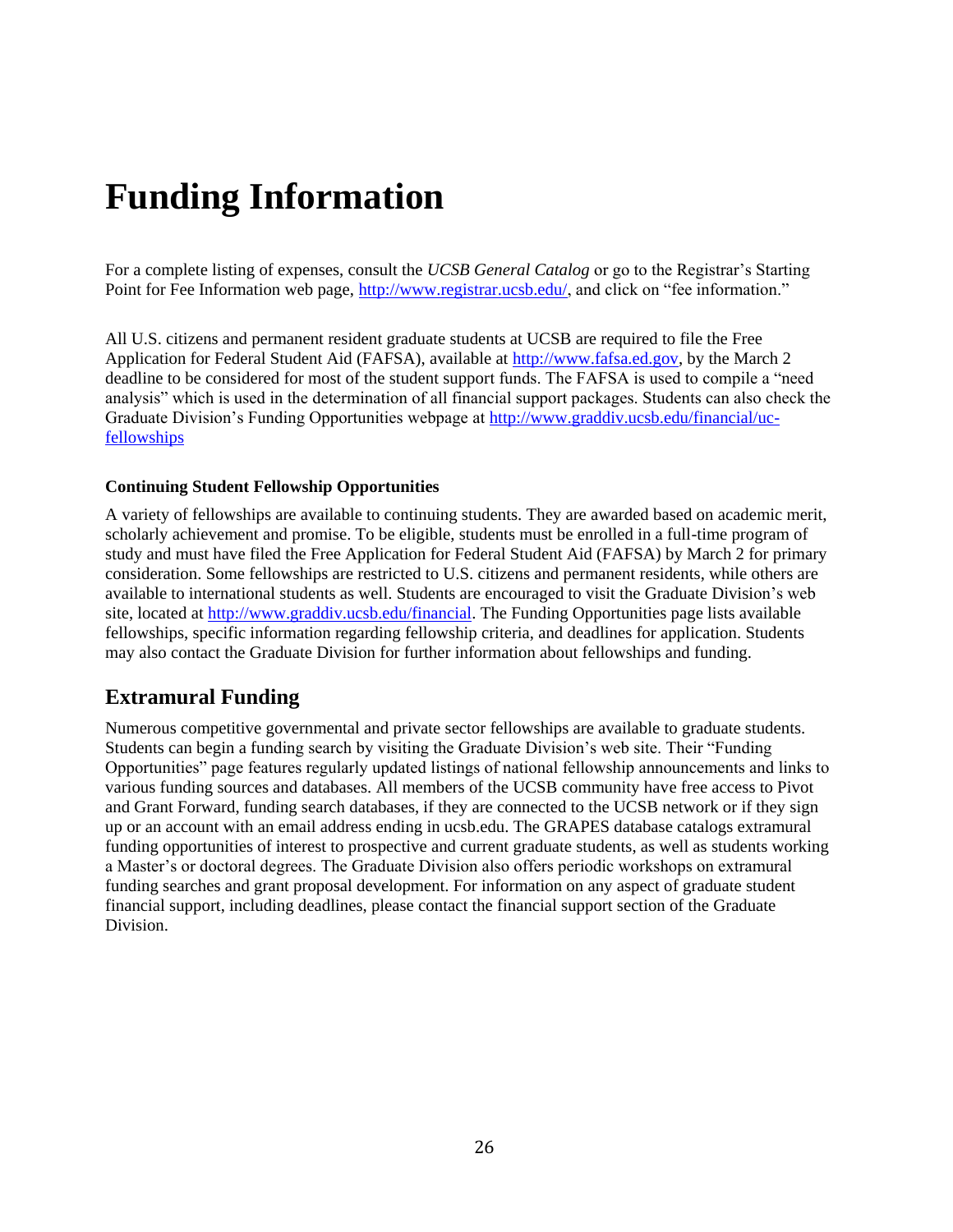# Funding Information

For a complete listing of expenses, consult the *UCSB General Catalog* or go to the Registrar's Starting Point for Fee Information web page, http://www.registrar.ucsb.edu/, and click on "fee information."

All U.S. citizens and permanent resident graduate students at UCSB are required to file the Free Application for Federal Student Aid (FAFSA), available at http://www.fafsa.ed.gov, by the March 2 deadline to be considered for most of the student support funds. The FAFSA is used to compile a "need analysis" which is used in the determination of all financial support packages. Students can also check the Graduate Division's Funding Opportunities webpage at http://www.graddiv.ucsb.edu/financial/uc-fellowships

**Continuing Student Fellowship Opportunities**

A variety of fellowships are available to continuing students. They are awarded based on academic merit, scholarly achievement and promise. To be eligible, students must be enrolled in a full-time program of study and must have filed the Free Application for Federal Student Aid (FAFSA) by March 2 for primary consideration. Some fellowships are restricted to U.S. citizens and permanent residents, while others are available to international students as well. Students are encouraged to visit the Graduate Division's web site, located at http://www.graddiv.ucsb.edu/financial. The Funding Opportunities page lists available fellowships, specific information regarding fellowship criteria, and deadlines for application. Students may also contact the Graduate Division for further information about fellowships and funding.

## Extramural Funding

Numerous competitive governmental and private sector fellowships are available to graduate students. Students can begin a funding search by visiting the Graduate Division's web site. Their "Funding Opportunities" page features regularly updated listings of national fellowship announcements and links to various funding sources and databases. All members of the UCSB community have free access to Pivot and Grant Forward, funding search databases, if they are connected to the UCSB network or if they sign up or an account with an email address ending in ucsb.edu. The GRAPES database catalogs extramural funding opportunities of interest to prospective and current graduate students, as well as students working a Master's or doctoral degrees. The Graduate Division also offers periodic workshops on extramural funding searches and grant proposal development. For information on any aspect of graduate student financial support, including deadlines, please contact the financial support section of the Graduate Division.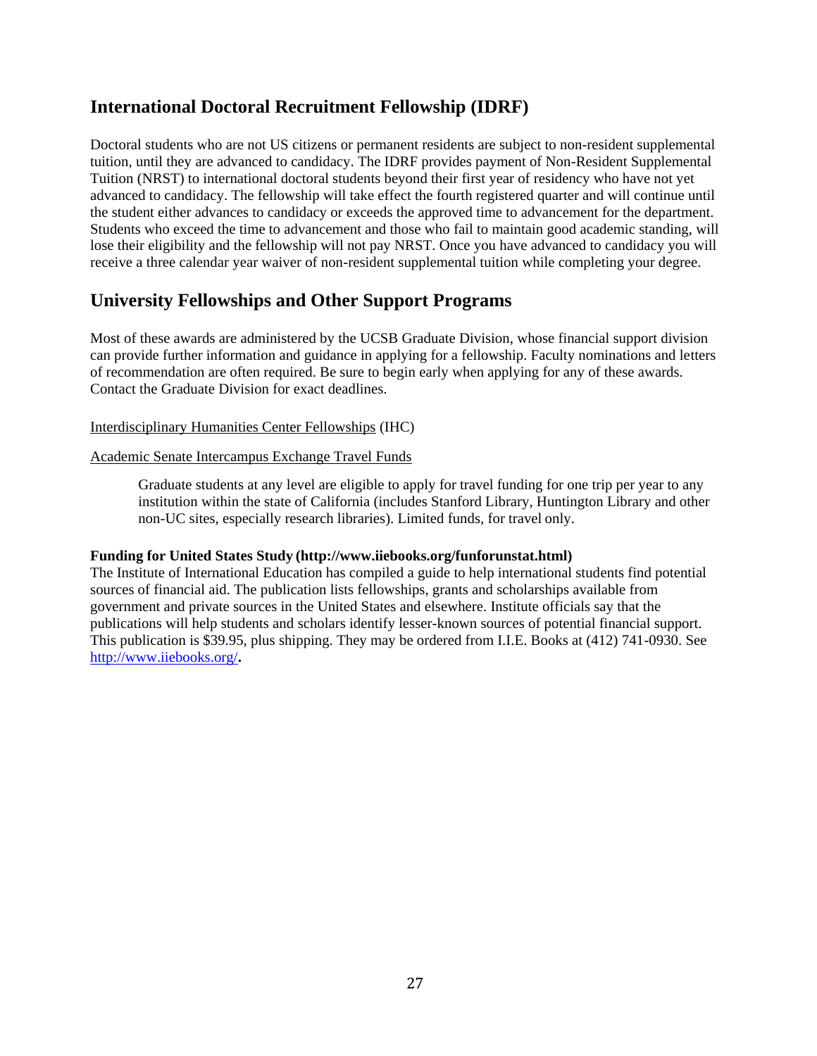## International Doctoral Recruitment Fellowship (IDRF)

Doctoral students who are not US citizens or permanent residents are subject to non-resident supplemental tuition, until they are advanced to candidacy. The IDRF provides payment of Non-Resident Supplemental Tuition (NRST) to international doctoral students beyond their first year of residency who have not yet advanced to candidacy. The fellowship will take effect the fourth registered quarter and will continue until the student either advances to candidacy or exceeds the approved time to advancement for the department. Students who exceed the time to advancement and those who fail to maintain good academic standing, will lose their eligibility and the fellowship will not pay NRST. Once you have advanced to candidacy you will receive a three calendar year waiver of non-resident supplemental tuition while completing your degree.

## University Fellowships and Other Support Programs

Most of these awards are administered by the UCSB Graduate Division, whose financial support division can provide further information and guidance in applying for a fellowship. Faculty nominations and letters of recommendation are often required. Be sure to begin early when applying for any of these awards. Contact the Graduate Division for exact deadlines.

Interdisciplinary Humanities Center Fellowships (IHC)

Academic Senate Intercampus Exchange Travel Funds

> Graduate students at any level are eligible to apply for travel funding for one trip per year to any institution within the state of California (includes Stanford Library, Huntington Library and other non-UC sites, especially research libraries). Limited funds, for travel only.

**Funding for United States Study (http://www.iiebooks.org/funforunstat.html)**
The Institute of International Education has compiled a guide to help international students find potential sources of financial aid. The publication lists fellowships, grants and scholarships available from government and private sources in the United States and elsewhere. Institute officials say that the publications will help students and scholars identify lesser-known sources of potential financial support. This publication is $39.95, plus shipping. They may be ordered from I.I.E. Books at (412) 741-0930. See http://www.iiebooks.org/**.**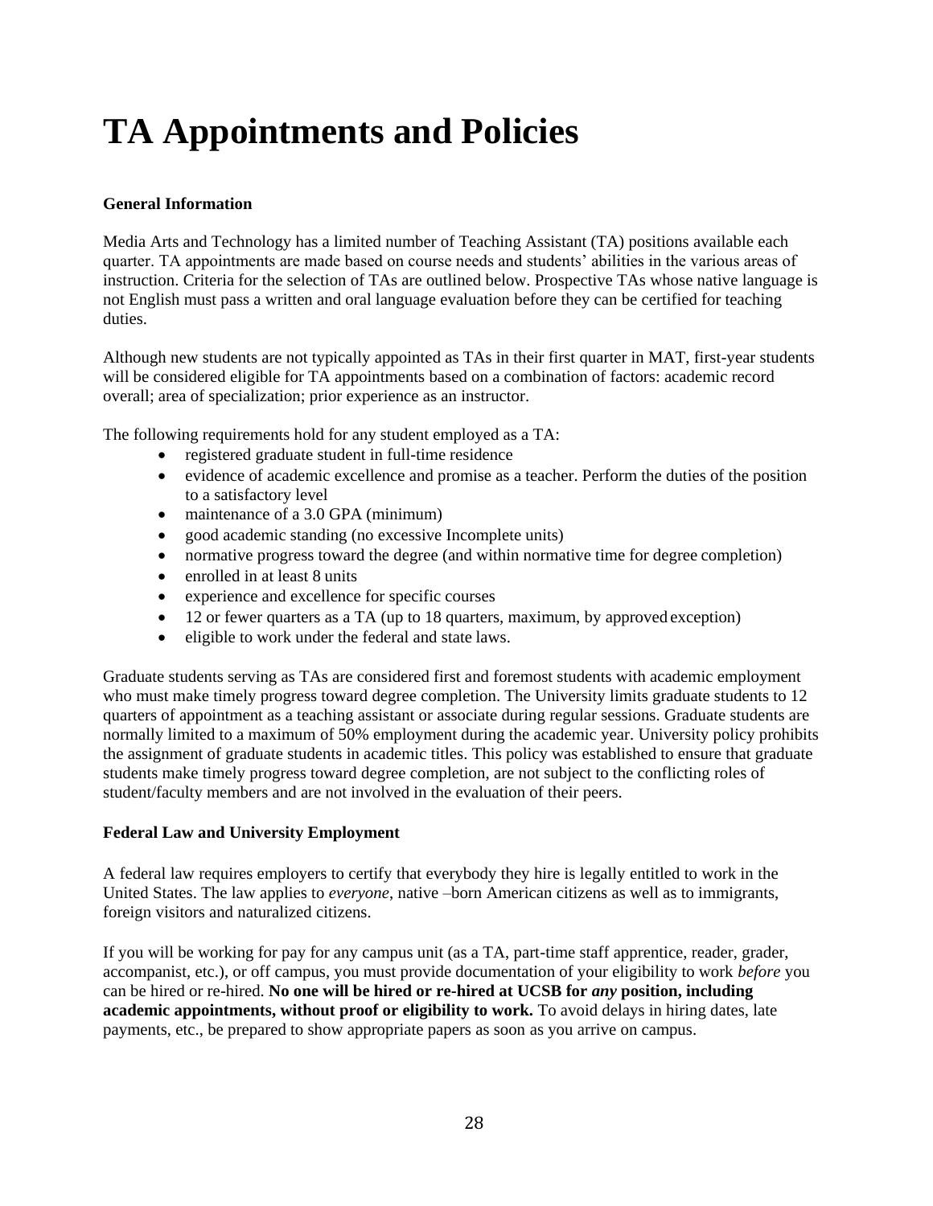# TA Appointments and Policies

**General Information**

Media Arts and Technology has a limited number of Teaching Assistant (TA) positions available each quarter. TA appointments are made based on course needs and students' abilities in the various areas of instruction. Criteria for the selection of TAs are outlined below. Prospective TAs whose native language is not English must pass a written and oral language evaluation before they can be certified for teaching duties.

Although new students are not typically appointed as TAs in their first quarter in MAT, first-year students will be considered eligible for TA appointments based on a combination of factors: academic record overall; area of specialization; prior experience as an instructor.

The following requirements hold for any student employed as a TA:

- registered graduate student in full-time residence
- evidence of academic excellence and promise as a teacher. Perform the duties of the position to a satisfactory level
- maintenance of a 3.0 GPA (minimum)
- good academic standing (no excessive Incomplete units)
- normative progress toward the degree (and within normative time for degree completion)
- enrolled in at least 8 units
- experience and excellence for specific courses
- 12 or fewer quarters as a TA (up to 18 quarters, maximum, by approved exception)
- eligible to work under the federal and state laws.

Graduate students serving as TAs are considered first and foremost students with academic employment who must make timely progress toward degree completion. The University limits graduate students to 12 quarters of appointment as a teaching assistant or associate during regular sessions. Graduate students are normally limited to a maximum of 50% employment during the academic year. University policy prohibits the assignment of graduate students in academic titles. This policy was established to ensure that graduate students make timely progress toward degree completion, are not subject to the conflicting roles of student/faculty members and are not involved in the evaluation of their peers.

**Federal Law and University Employment**

A federal law requires employers to certify that everybody they hire is legally entitled to work in the United States. The law applies to *everyone*, native –born American citizens as well as to immigrants, foreign visitors and naturalized citizens.

If you will be working for pay for any campus unit (as a TA, part-time staff apprentice, reader, grader, accompanist, etc.), or off campus, you must provide documentation of your eligibility to work *before* you can be hired or re-hired. **No one will be hired or re-hired at UCSB for *any* position, including academic appointments, without proof or eligibility to work.** To avoid delays in hiring dates, late payments, etc., be prepared to show appropriate papers as soon as you arrive on campus.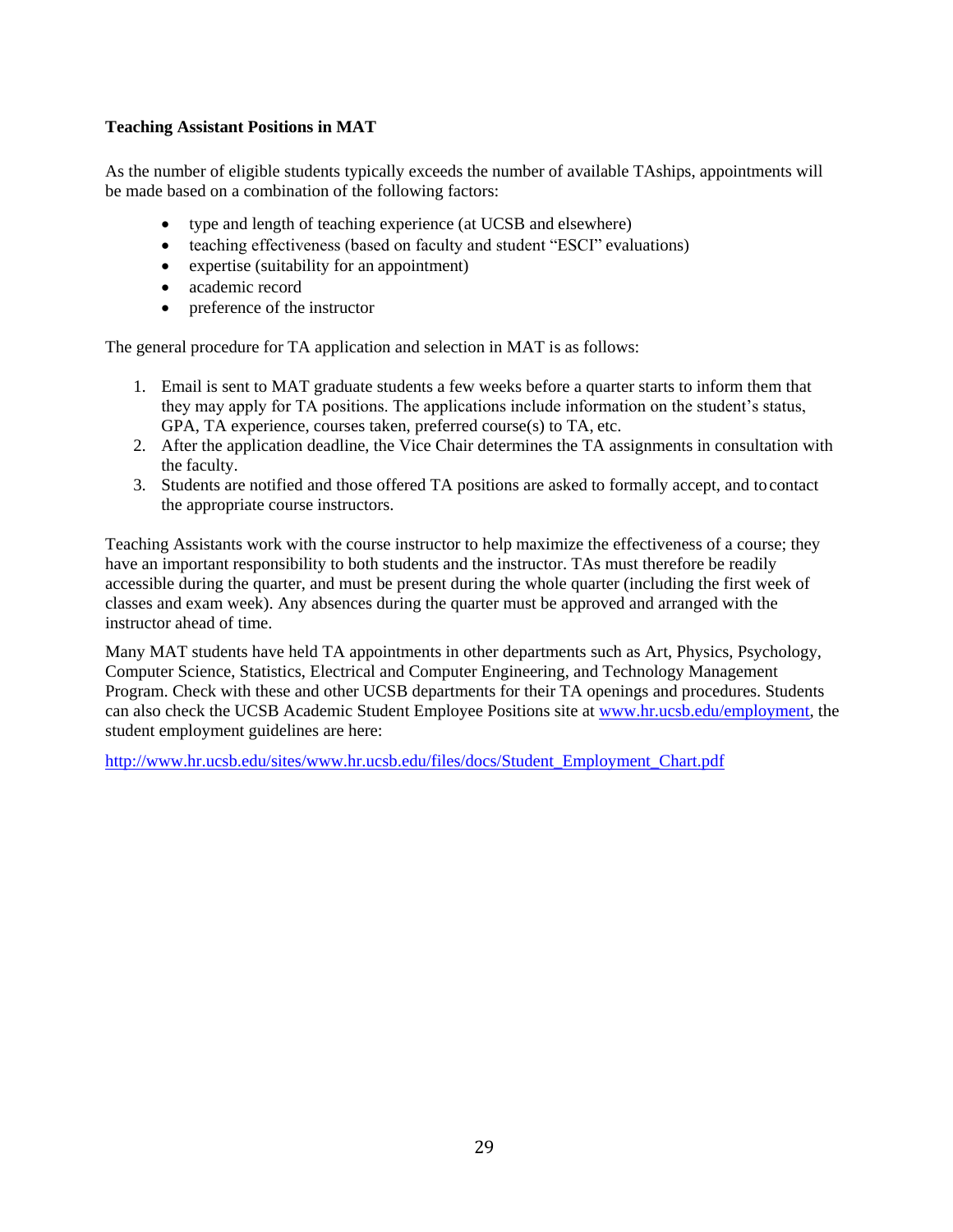**Teaching Assistant Positions in MAT**

As the number of eligible students typically exceeds the number of available TAships, appointments will be made based on a combination of the following factors:

- type and length of teaching experience (at UCSB and elsewhere)
- teaching effectiveness (based on faculty and student "ESCI" evaluations)
- expertise (suitability for an appointment)
- academic record
- preference of the instructor

The general procedure for TA application and selection in MAT is as follows:

1. Email is sent to MAT graduate students a few weeks before a quarter starts to inform them that they may apply for TA positions. The applications include information on the student's status, GPA, TA experience, courses taken, preferred course(s) to TA, etc.
2. After the application deadline, the Vice Chair determines the TA assignments in consultation with the faculty.
3. Students are notified and those offered TA positions are asked to formally accept, and to contact the appropriate course instructors.

Teaching Assistants work with the course instructor to help maximize the effectiveness of a course; they have an important responsibility to both students and the instructor. TAs must therefore be readily accessible during the quarter, and must be present during the whole quarter (including the first week of classes and exam week). Any absences during the quarter must be approved and arranged with the instructor ahead of time.

Many MAT students have held TA appointments in other departments such as Art, Physics, Psychology, Computer Science, Statistics, Electrical and Computer Engineering, and Technology Management Program. Check with these and other UCSB departments for their TA openings and procedures. Students can also check the UCSB Academic Student Employee Positions site at [www.hr.ucsb.edu/employment](http://www.hr.ucsb.edu/employment), the student employment guidelines are here:

[http://www.hr.ucsb.edu/sites/www.hr.ucsb.edu/files/docs/Student_Employment_Chart.pdf](http://www.hr.ucsb.edu/sites/www.hr.ucsb.edu/files/docs/Student_Employment_Chart.pdf)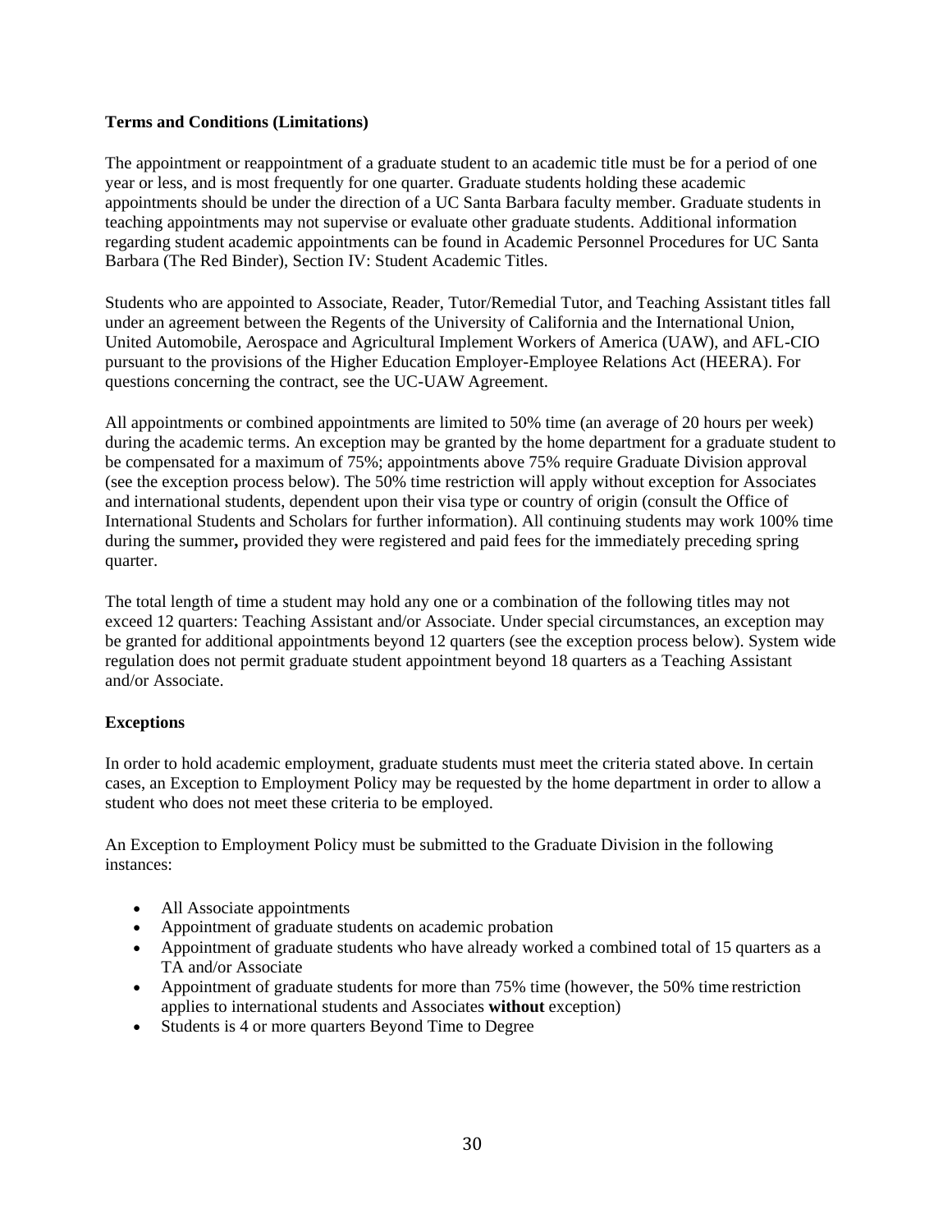**Terms and Conditions (Limitations)**

The appointment or reappointment of a graduate student to an academic title must be for a period of one year or less, and is most frequently for one quarter. Graduate students holding these academic appointments should be under the direction of a UC Santa Barbara faculty member. Graduate students in teaching appointments may not supervise or evaluate other graduate students. Additional information regarding student academic appointments can be found in Academic Personnel Procedures for UC Santa Barbara (The Red Binder), Section IV: Student Academic Titles.

Students who are appointed to Associate, Reader, Tutor/Remedial Tutor, and Teaching Assistant titles fall under an agreement between the Regents of the University of California and the International Union, United Automobile, Aerospace and Agricultural Implement Workers of America (UAW), and AFL-CIO pursuant to the provisions of the Higher Education Employer-Employee Relations Act (HEERA). For questions concerning the contract, see the UC-UAW Agreement.

All appointments or combined appointments are limited to 50% time (an average of 20 hours per week) during the academic terms. An exception may be granted by the home department for a graduate student to be compensated for a maximum of 75%; appointments above 75% require Graduate Division approval (see the exception process below). The 50% time restriction will apply without exception for Associates and international students, dependent upon their visa type or country of origin (consult the Office of International Students and Scholars for further information). All continuing students may work 100% time during the summer**,** provided they were registered and paid fees for the immediately preceding spring quarter.

The total length of time a student may hold any one or a combination of the following titles may not exceed 12 quarters: Teaching Assistant and/or Associate. Under special circumstances, an exception may be granted for additional appointments beyond 12 quarters (see the exception process below). System wide regulation does not permit graduate student appointment beyond 18 quarters as a Teaching Assistant and/or Associate.

**Exceptions**

In order to hold academic employment, graduate students must meet the criteria stated above. In certain cases, an Exception to Employment Policy may be requested by the home department in order to allow a student who does not meet these criteria to be employed.

An Exception to Employment Policy must be submitted to the Graduate Division in the following instances:

- All Associate appointments
- Appointment of graduate students on academic probation
- Appointment of graduate students who have already worked a combined total of 15 quarters as a TA and/or Associate
- Appointment of graduate students for more than 75% time (however, the 50% time restriction applies to international students and Associates **without** exception)
- Students is 4 or more quarters Beyond Time to Degree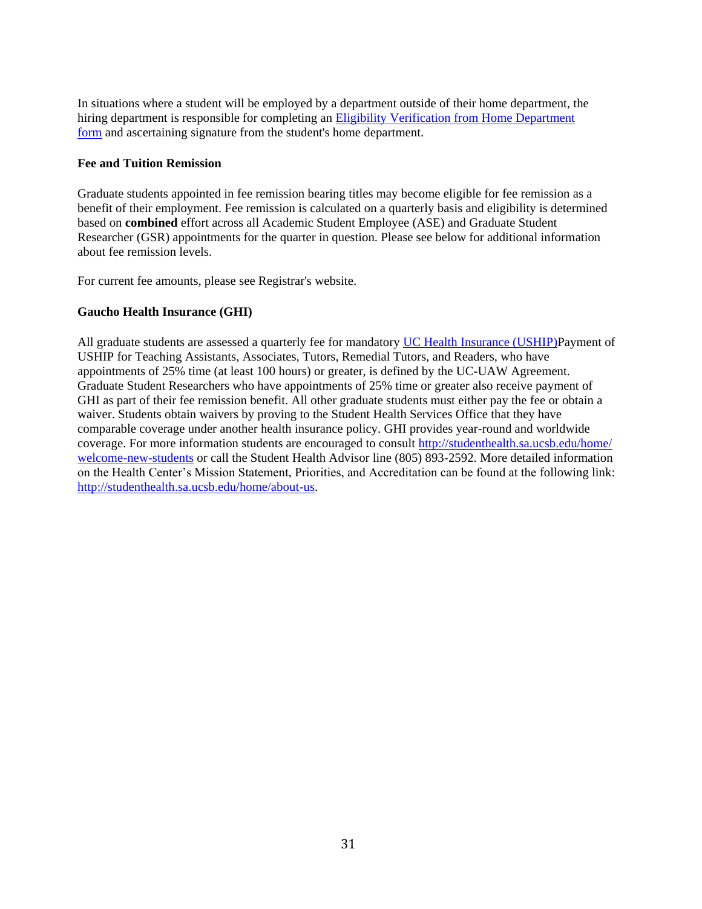In situations where a student will be employed by a department outside of their home department, the hiring department is responsible for completing an [Eligibility Verification from Home Department form](#) and ascertaining signature from the student's home department.

**Fee and Tuition Remission**

Graduate students appointed in fee remission bearing titles may become eligible for fee remission as a benefit of their employment. Fee remission is calculated on a quarterly basis and eligibility is determined based on **combined** effort across all Academic Student Employee (ASE) and Graduate Student Researcher (GSR) appointments for the quarter in question. Please see below for additional information about fee remission levels.

For current fee amounts, please see Registrar's website.

**Gaucho Health Insurance (GHI)**

All graduate students are assessed a quarterly fee for mandatory [UC Health Insurance (USHIP)](#)Payment of USHIP for Teaching Assistants, Associates, Tutors, Remedial Tutors, and Readers, who have appointments of 25% time (at least 100 hours) or greater, is defined by the UC-UAW Agreement. Graduate Student Researchers who have appointments of 25% time or greater also receive payment of GHI as part of their fee remission benefit. All other graduate students must either pay the fee or obtain a waiver. Students obtain waivers by proving to the Student Health Services Office that they have comparable coverage under another health insurance policy. GHI provides year-round and worldwide coverage. For more information students are encouraged to consult http://studenthealth.sa.ucsb.edu/home/welcome-new-students or call the Student Health Advisor line (805) 893-2592. More detailed information on the Health Center's Mission Statement, Priorities, and Accreditation can be found at the following link: http://studenthealth.sa.ucsb.edu/home/about-us.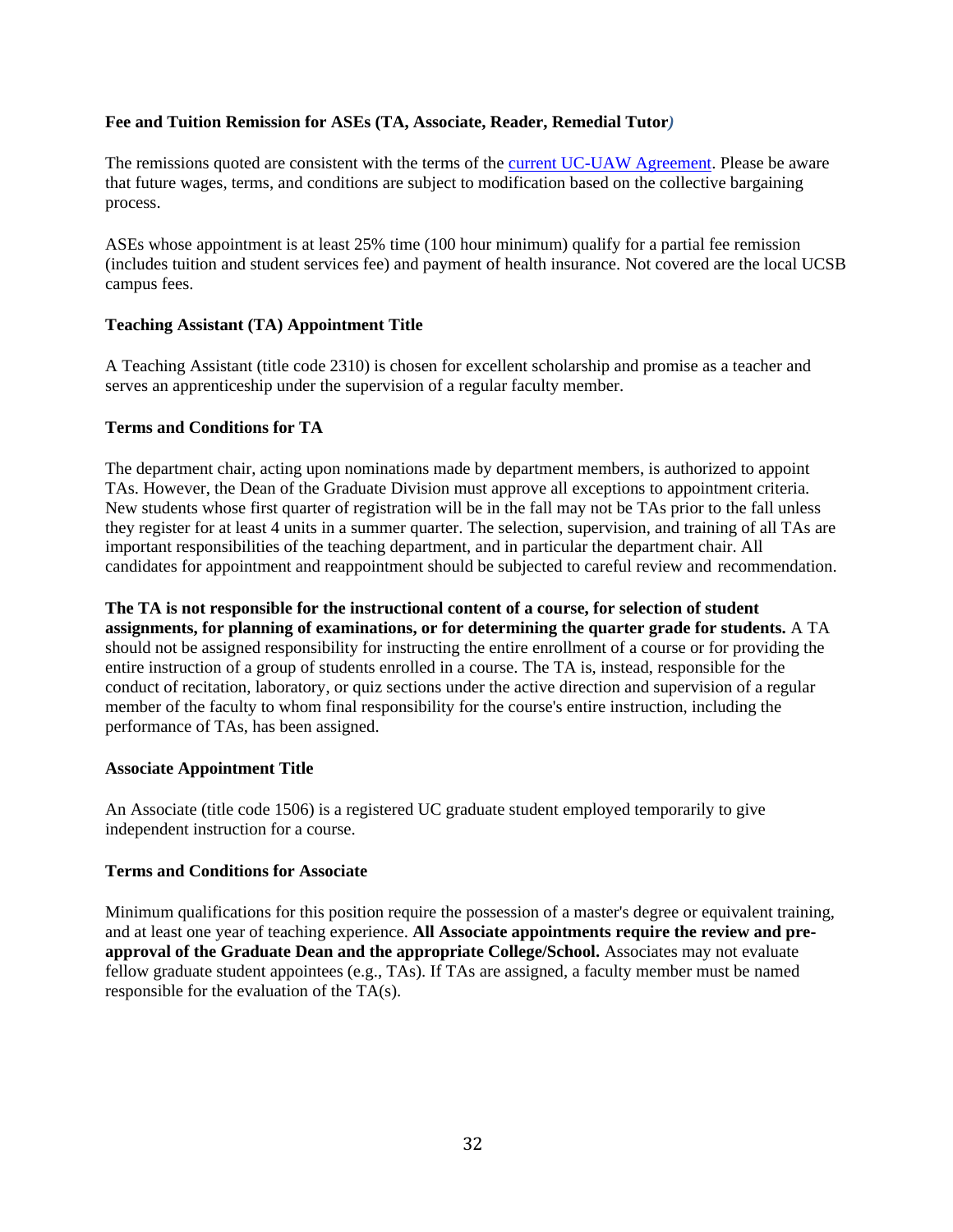**Fee and Tuition Remission for ASEs (TA, Associate, Reader, Remedial Tutor)**

The remissions quoted are consistent with the terms of the [current UC-UAW Agreement](). Please be aware that future wages, terms, and conditions are subject to modification based on the collective bargaining process.

ASEs whose appointment is at least 25% time (100 hour minimum) qualify for a partial fee remission (includes tuition and student services fee) and payment of health insurance. Not covered are the local UCSB campus fees.

**Teaching Assistant (TA) Appointment Title**

A Teaching Assistant (title code 2310) is chosen for excellent scholarship and promise as a teacher and serves an apprenticeship under the supervision of a regular faculty member.

**Terms and Conditions for TA**

The department chair, acting upon nominations made by department members, is authorized to appoint TAs. However, the Dean of the Graduate Division must approve all exceptions to appointment criteria. New students whose first quarter of registration will be in the fall may not be TAs prior to the fall unless they register for at least 4 units in a summer quarter. The selection, supervision, and training of all TAs are important responsibilities of the teaching department, and in particular the department chair. All candidates for appointment and reappointment should be subjected to careful review and recommendation.

**The TA is not responsible for the instructional content of a course, for selection of student assignments, for planning of examinations, or for determining the quarter grade for students.** A TA should not be assigned responsibility for instructing the entire enrollment of a course or for providing the entire instruction of a group of students enrolled in a course. The TA is, instead, responsible for the conduct of recitation, laboratory, or quiz sections under the active direction and supervision of a regular member of the faculty to whom final responsibility for the course's entire instruction, including the performance of TAs, has been assigned.

**Associate Appointment Title**

An Associate (title code 1506) is a registered UC graduate student employed temporarily to give independent instruction for a course.

**Terms and Conditions for Associate**

Minimum qualifications for this position require the possession of a master's degree or equivalent training, and at least one year of teaching experience. **All Associate appointments require the review and pre-approval of the Graduate Dean and the appropriate College/School.** Associates may not evaluate fellow graduate student appointees (e.g., TAs). If TAs are assigned, a faculty member must be named responsible for the evaluation of the TA(s).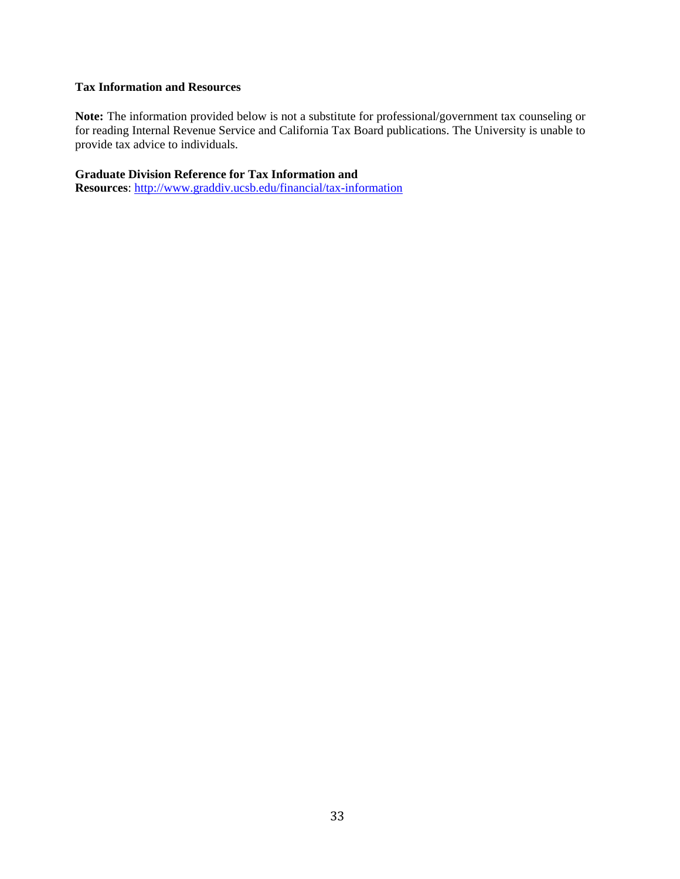### Tax Information and Resources

**Note:** The information provided below is not a substitute for professional/government tax counseling or for reading Internal Revenue Service and California Tax Board publications. The University is unable to provide tax advice to individuals.

**Graduate Division Reference for Tax Information and Resources**: http://www.graddiv.ucsb.edu/financial/tax-information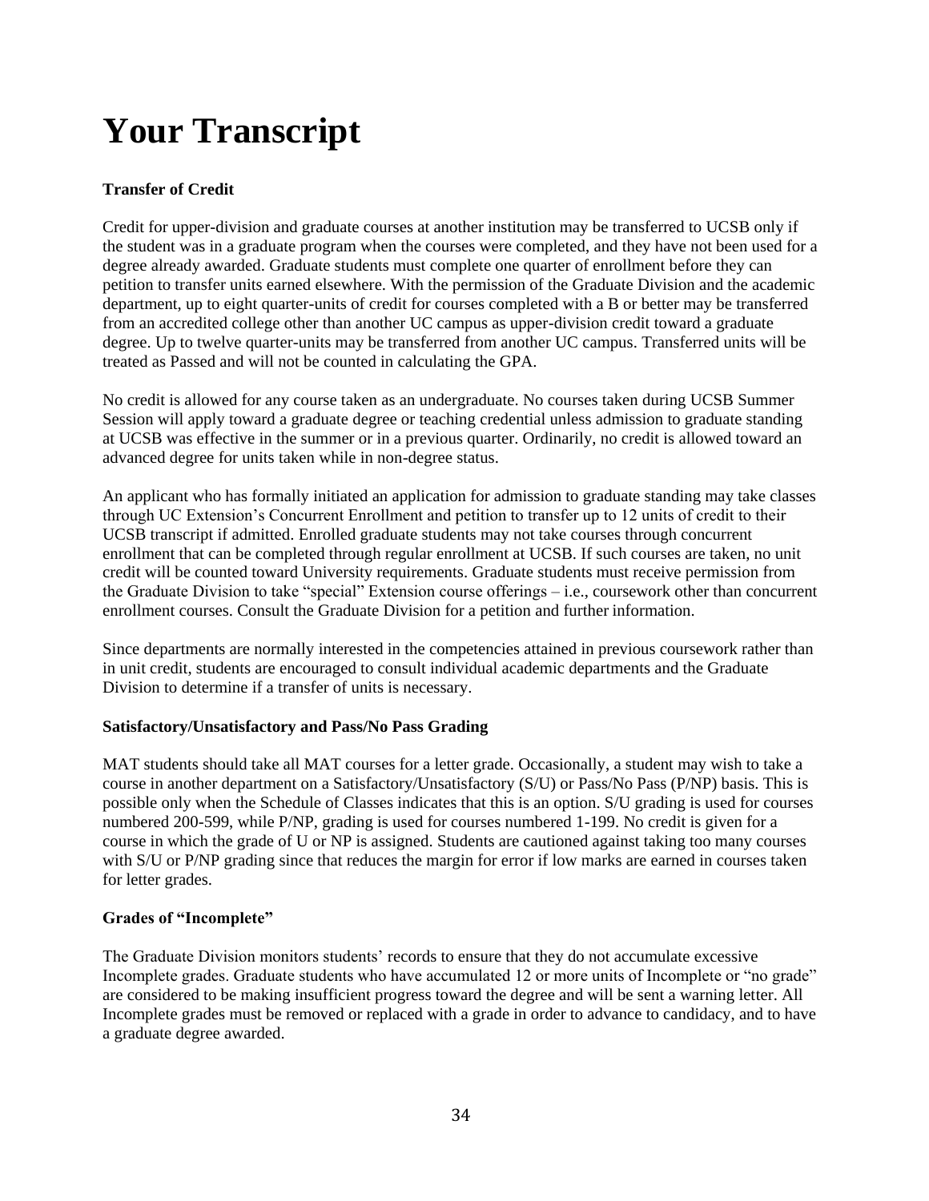# Your Transcript

**Transfer of Credit**

Credit for upper-division and graduate courses at another institution may be transferred to UCSB only if the student was in a graduate program when the courses were completed, and they have not been used for a degree already awarded. Graduate students must complete one quarter of enrollment before they can petition to transfer units earned elsewhere. With the permission of the Graduate Division and the academic department, up to eight quarter-units of credit for courses completed with a B or better may be transferred from an accredited college other than another UC campus as upper-division credit toward a graduate degree. Up to twelve quarter-units may be transferred from another UC campus. Transferred units will be treated as Passed and will not be counted in calculating the GPA.

No credit is allowed for any course taken as an undergraduate. No courses taken during UCSB Summer Session will apply toward a graduate degree or teaching credential unless admission to graduate standing at UCSB was effective in the summer or in a previous quarter. Ordinarily, no credit is allowed toward an advanced degree for units taken while in non-degree status.

An applicant who has formally initiated an application for admission to graduate standing may take classes through UC Extension's Concurrent Enrollment and petition to transfer up to 12 units of credit to their UCSB transcript if admitted. Enrolled graduate students may not take courses through concurrent enrollment that can be completed through regular enrollment at UCSB. If such courses are taken, no unit credit will be counted toward University requirements. Graduate students must receive permission from the Graduate Division to take "special" Extension course offerings – i.e., coursework other than concurrent enrollment courses. Consult the Graduate Division for a petition and further information.

Since departments are normally interested in the competencies attained in previous coursework rather than in unit credit, students are encouraged to consult individual academic departments and the Graduate Division to determine if a transfer of units is necessary.

**Satisfactory/Unsatisfactory and Pass/No Pass Grading**

MAT students should take all MAT courses for a letter grade. Occasionally, a student may wish to take a course in another department on a Satisfactory/Unsatisfactory (S/U) or Pass/No Pass (P/NP) basis. This is possible only when the Schedule of Classes indicates that this is an option. S/U grading is used for courses numbered 200-599, while P/NP, grading is used for courses numbered 1-199. No credit is given for a course in which the grade of U or NP is assigned. Students are cautioned against taking too many courses with S/U or P/NP grading since that reduces the margin for error if low marks are earned in courses taken for letter grades.

**Grades of "Incomplete"**

The Graduate Division monitors students' records to ensure that they do not accumulate excessive Incomplete grades. Graduate students who have accumulated 12 or more units of Incomplete or "no grade" are considered to be making insufficient progress toward the degree and will be sent a warning letter. All Incomplete grades must be removed or replaced with a grade in order to advance to candidacy, and to have a graduate degree awarded.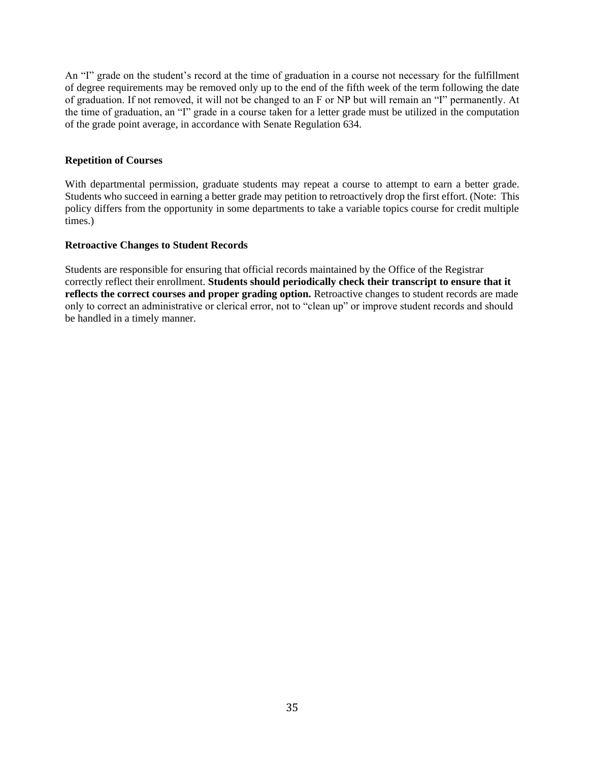An "I" grade on the student's record at the time of graduation in a course not necessary for the fulfillment of degree requirements may be removed only up to the end of the fifth week of the term following the date of graduation. If not removed, it will not be changed to an F or NP but will remain an "I" permanently. At the time of graduation, an "I" grade in a course taken for a letter grade must be utilized in the computation of the grade point average, in accordance with Senate Regulation 634.

**Repetition of Courses**

With departmental permission, graduate students may repeat a course to attempt to earn a better grade. Students who succeed in earning a better grade may petition to retroactively drop the first effort. (Note: This policy differs from the opportunity in some departments to take a variable topics course for credit multiple times.)

**Retroactive Changes to Student Records**

Students are responsible for ensuring that official records maintained by the Office of the Registrar correctly reflect their enrollment. **Students should periodically check their transcript to ensure that it reflects the correct courses and proper grading option.** Retroactive changes to student records are made only to correct an administrative or clerical error, not to "clean up" or improve student records and should be handled in a timely manner.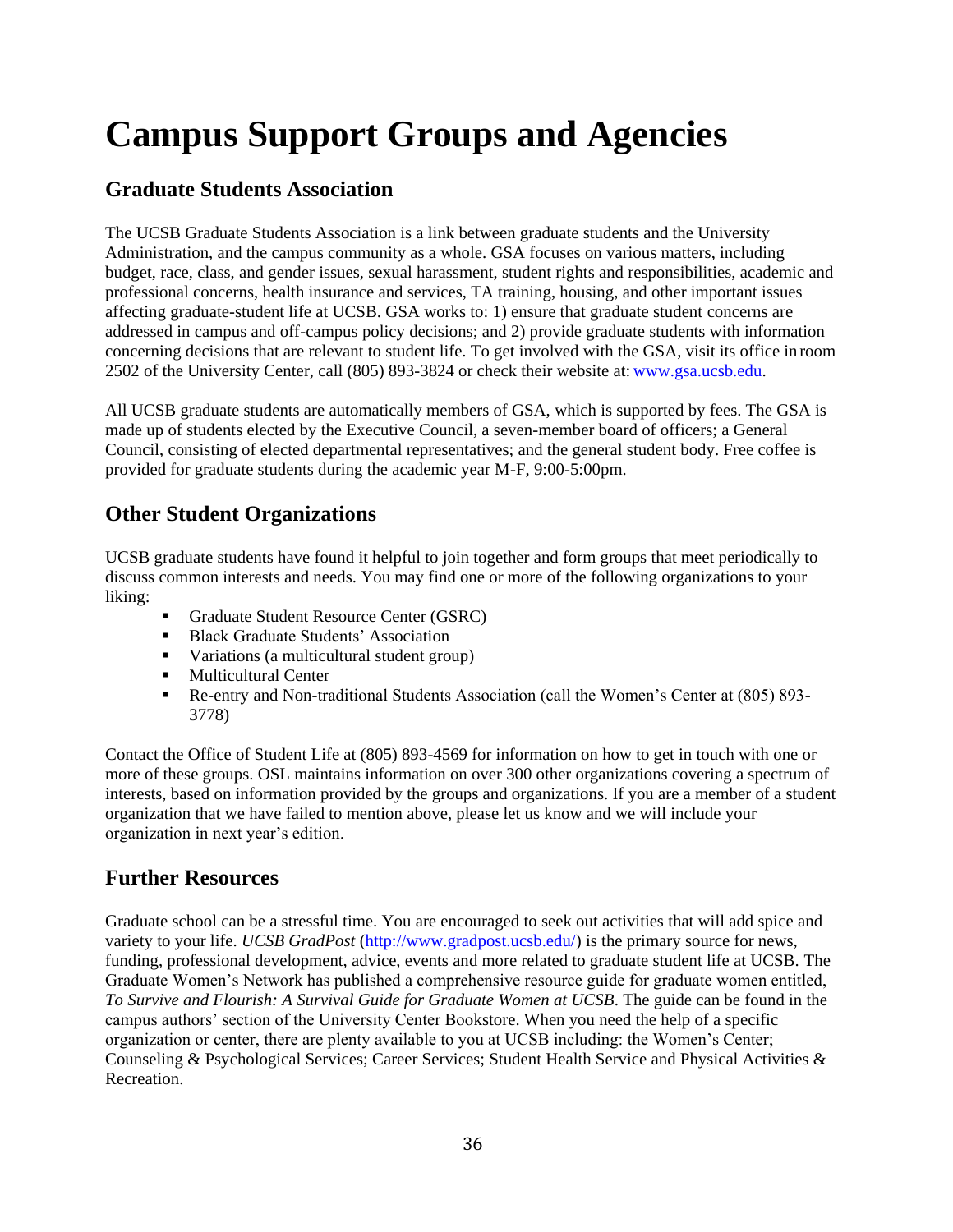# Campus Support Groups and Agencies

## Graduate Students Association

The UCSB Graduate Students Association is a link between graduate students and the University Administration, and the campus community as a whole. GSA focuses on various matters, including budget, race, class, and gender issues, sexual harassment, student rights and responsibilities, academic and professional concerns, health insurance and services, TA training, housing, and other important issues affecting graduate-student life at UCSB. GSA works to: 1) ensure that graduate student concerns are addressed in campus and off-campus policy decisions; and 2) provide graduate students with information concerning decisions that are relevant to student life. To get involved with the GSA, visit its office in room 2502 of the University Center, call (805) 893-3824 or check their website at: www.gsa.ucsb.edu.

All UCSB graduate students are automatically members of GSA, which is supported by fees. The GSA is made up of students elected by the Executive Council, a seven-member board of officers; a General Council, consisting of elected departmental representatives; and the general student body. Free coffee is provided for graduate students during the academic year M-F, 9:00-5:00pm.

## Other Student Organizations

UCSB graduate students have found it helpful to join together and form groups that meet periodically to discuss common interests and needs. You may find one or more of the following organizations to your liking:

- Graduate Student Resource Center (GSRC)
- Black Graduate Students' Association
- Variations (a multicultural student group)
- Multicultural Center
- Re-entry and Non-traditional Students Association (call the Women's Center at (805) 893-3778)

Contact the Office of Student Life at (805) 893-4569 for information on how to get in touch with one or more of these groups. OSL maintains information on over 300 other organizations covering a spectrum of interests, based on information provided by the groups and organizations. If you are a member of a student organization that we have failed to mention above, please let us know and we will include your organization in next year's edition.

## Further Resources

Graduate school can be a stressful time. You are encouraged to seek out activities that will add spice and variety to your life. *UCSB GradPost* (http://www.gradpost.ucsb.edu/) is the primary source for news, funding, professional development, advice, events and more related to graduate student life at UCSB. The Graduate Women's Network has published a comprehensive resource guide for graduate women entitled, *To Survive and Flourish: A Survival Guide for Graduate Women at UCSB*. The guide can be found in the campus authors' section of the University Center Bookstore. When you need the help of a specific organization or center, there are plenty available to you at UCSB including: the Women's Center; Counseling & Psychological Services; Career Services; Student Health Service and Physical Activities & Recreation.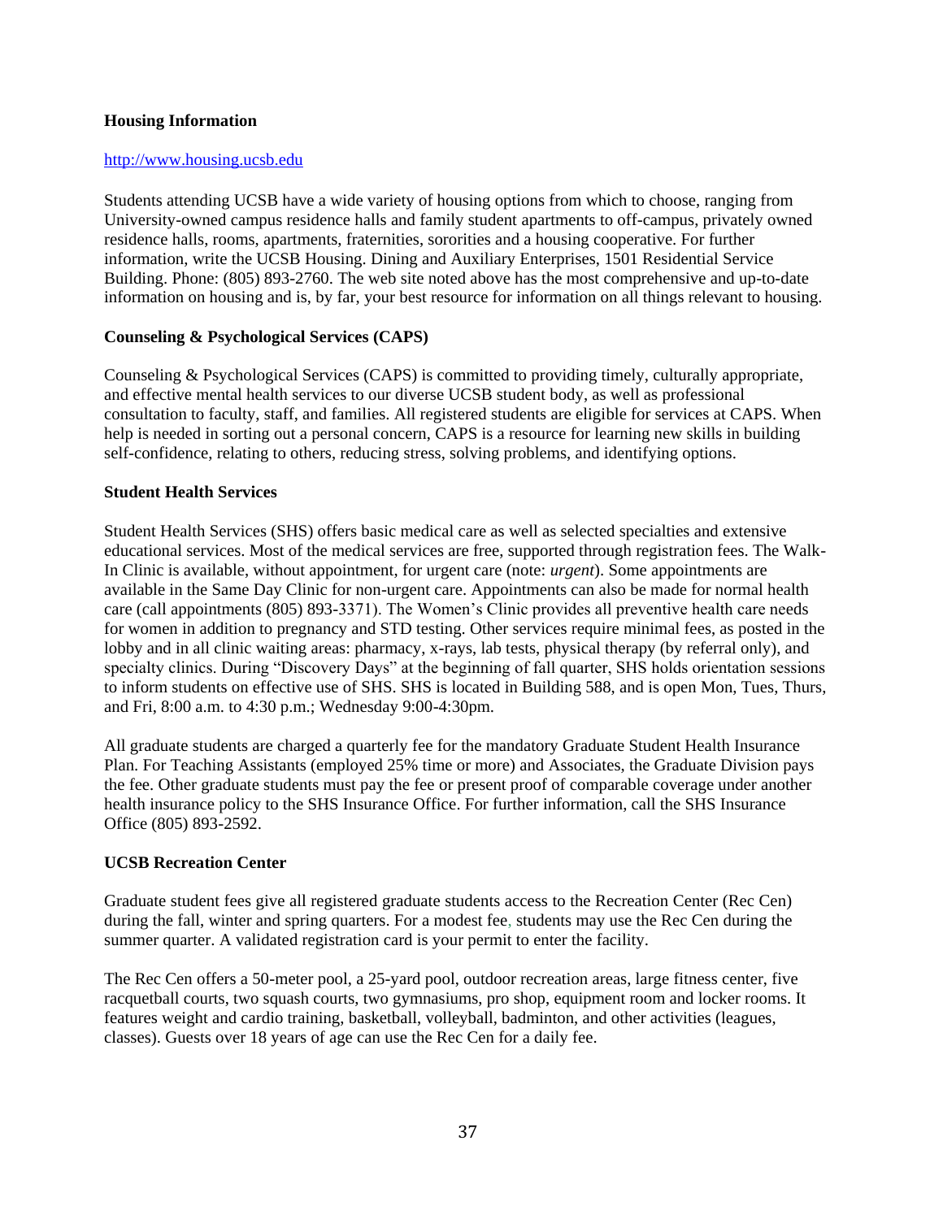**Housing Information**

http://www.housing.ucsb.edu

Students attending UCSB have a wide variety of housing options from which to choose, ranging from University-owned campus residence halls and family student apartments to off-campus, privately owned residence halls, rooms, apartments, fraternities, sororities and a housing cooperative. For further information, write the UCSB Housing. Dining and Auxiliary Enterprises, 1501 Residential Service Building. Phone: (805) 893-2760. The web site noted above has the most comprehensive and up-to-date information on housing and is, by far, your best resource for information on all things relevant to housing.

**Counseling & Psychological Services (CAPS)**

Counseling & Psychological Services (CAPS) is committed to providing timely, culturally appropriate, and effective mental health services to our diverse UCSB student body, as well as professional consultation to faculty, staff, and families. All registered students are eligible for services at CAPS. When help is needed in sorting out a personal concern, CAPS is a resource for learning new skills in building self-confidence, relating to others, reducing stress, solving problems, and identifying options.

**Student Health Services**

Student Health Services (SHS) offers basic medical care as well as selected specialties and extensive educational services. Most of the medical services are free, supported through registration fees. The Walk-In Clinic is available, without appointment, for urgent care (note: *urgent*). Some appointments are available in the Same Day Clinic for non-urgent care. Appointments can also be made for normal health care (call appointments (805) 893-3371). The Women's Clinic provides all preventive health care needs for women in addition to pregnancy and STD testing. Other services require minimal fees, as posted in the lobby and in all clinic waiting areas: pharmacy, x-rays, lab tests, physical therapy (by referral only), and specialty clinics. During "Discovery Days" at the beginning of fall quarter, SHS holds orientation sessions to inform students on effective use of SHS. SHS is located in Building 588, and is open Mon, Tues, Thurs, and Fri, 8:00 a.m. to 4:30 p.m.; Wednesday 9:00-4:30pm.

All graduate students are charged a quarterly fee for the mandatory Graduate Student Health Insurance Plan. For Teaching Assistants (employed 25% time or more) and Associates, the Graduate Division pays the fee. Other graduate students must pay the fee or present proof of comparable coverage under another health insurance policy to the SHS Insurance Office. For further information, call the SHS Insurance Office (805) 893-2592.

**UCSB Recreation Center**

Graduate student fees give all registered graduate students access to the Recreation Center (Rec Cen) during the fall, winter and spring quarters. For a modest fee, students may use the Rec Cen during the summer quarter. A validated registration card is your permit to enter the facility.

The Rec Cen offers a 50-meter pool, a 25-yard pool, outdoor recreation areas, large fitness center, five racquetball courts, two squash courts, two gymnasiums, pro shop, equipment room and locker rooms. It features weight and cardio training, basketball, volleyball, badminton, and other activities (leagues, classes). Guests over 18 years of age can use the Rec Cen for a daily fee.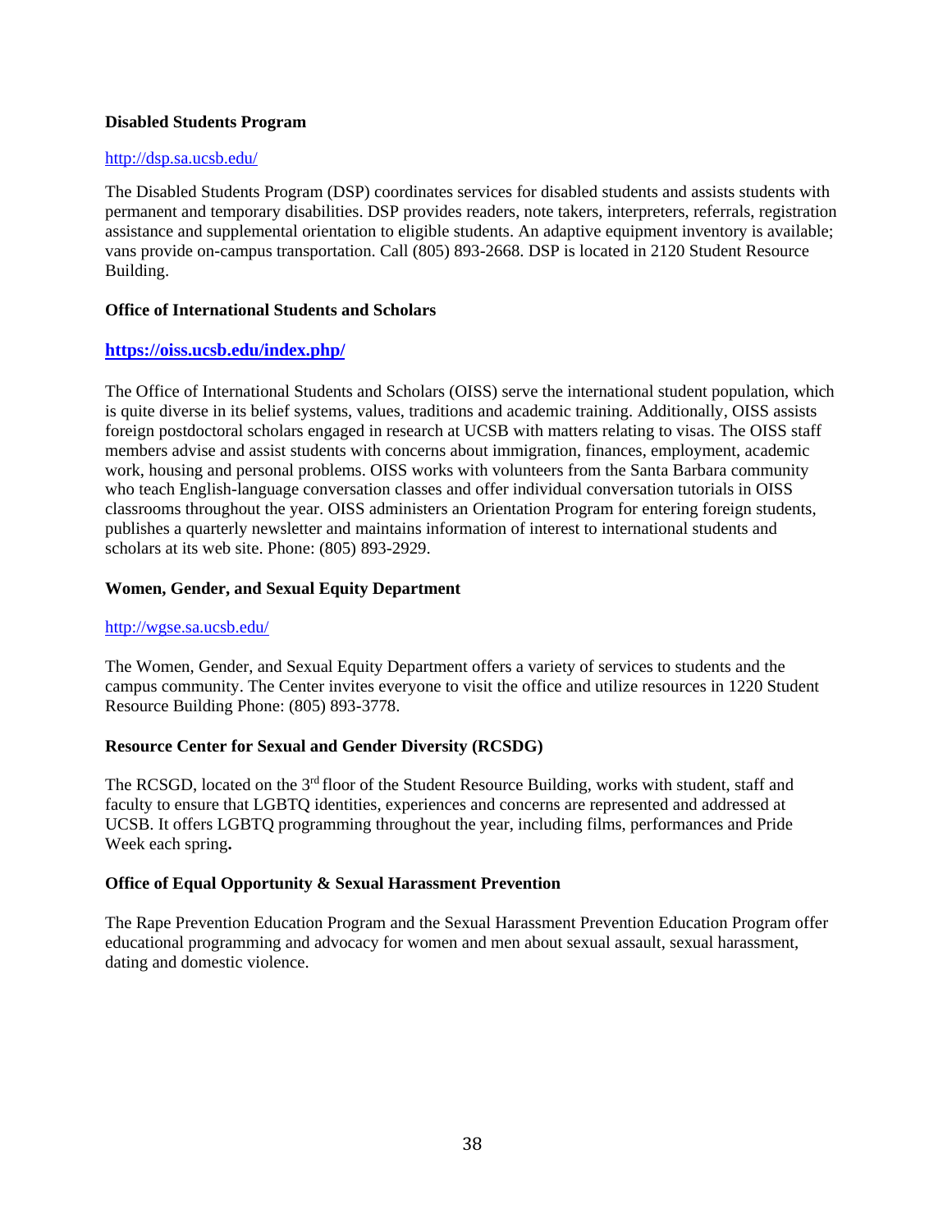**Disabled Students Program**

http://dsp.sa.ucsb.edu/

The Disabled Students Program (DSP) coordinates services for disabled students and assists students with permanent and temporary disabilities. DSP provides readers, note takers, interpreters, referrals, registration assistance and supplemental orientation to eligible students. An adaptive equipment inventory is available; vans provide on-campus transportation. Call (805) 893-2668. DSP is located in 2120 Student Resource Building.

**Office of International Students and Scholars**

**https://oiss.ucsb.edu/index.php/**

The Office of International Students and Scholars (OISS) serve the international student population, which is quite diverse in its belief systems, values, traditions and academic training. Additionally, OISS assists foreign postdoctoral scholars engaged in research at UCSB with matters relating to visas. The OISS staff members advise and assist students with concerns about immigration, finances, employment, academic work, housing and personal problems. OISS works with volunteers from the Santa Barbara community who teach English-language conversation classes and offer individual conversation tutorials in OISS classrooms throughout the year. OISS administers an Orientation Program for entering foreign students, publishes a quarterly newsletter and maintains information of interest to international students and scholars at its web site. Phone: (805) 893-2929.

**Women, Gender, and Sexual Equity Department**

http://wgse.sa.ucsb.edu/

The Women, Gender, and Sexual Equity Department offers a variety of services to students and the campus community. The Center invites everyone to visit the office and utilize resources in 1220 Student Resource Building Phone: (805) 893-3778.

**Resource Center for Sexual and Gender Diversity (RCSDG)**

The RCSGD, located on the 3rd floor of the Student Resource Building, works with student, staff and faculty to ensure that LGBTQ identities, experiences and concerns are represented and addressed at UCSB. It offers LGBTQ programming throughout the year, including films, performances and Pride Week each spring**.**

**Office of Equal Opportunity & Sexual Harassment Prevention**

The Rape Prevention Education Program and the Sexual Harassment Prevention Education Program offer educational programming and advocacy for women and men about sexual assault, sexual harassment, dating and domestic violence.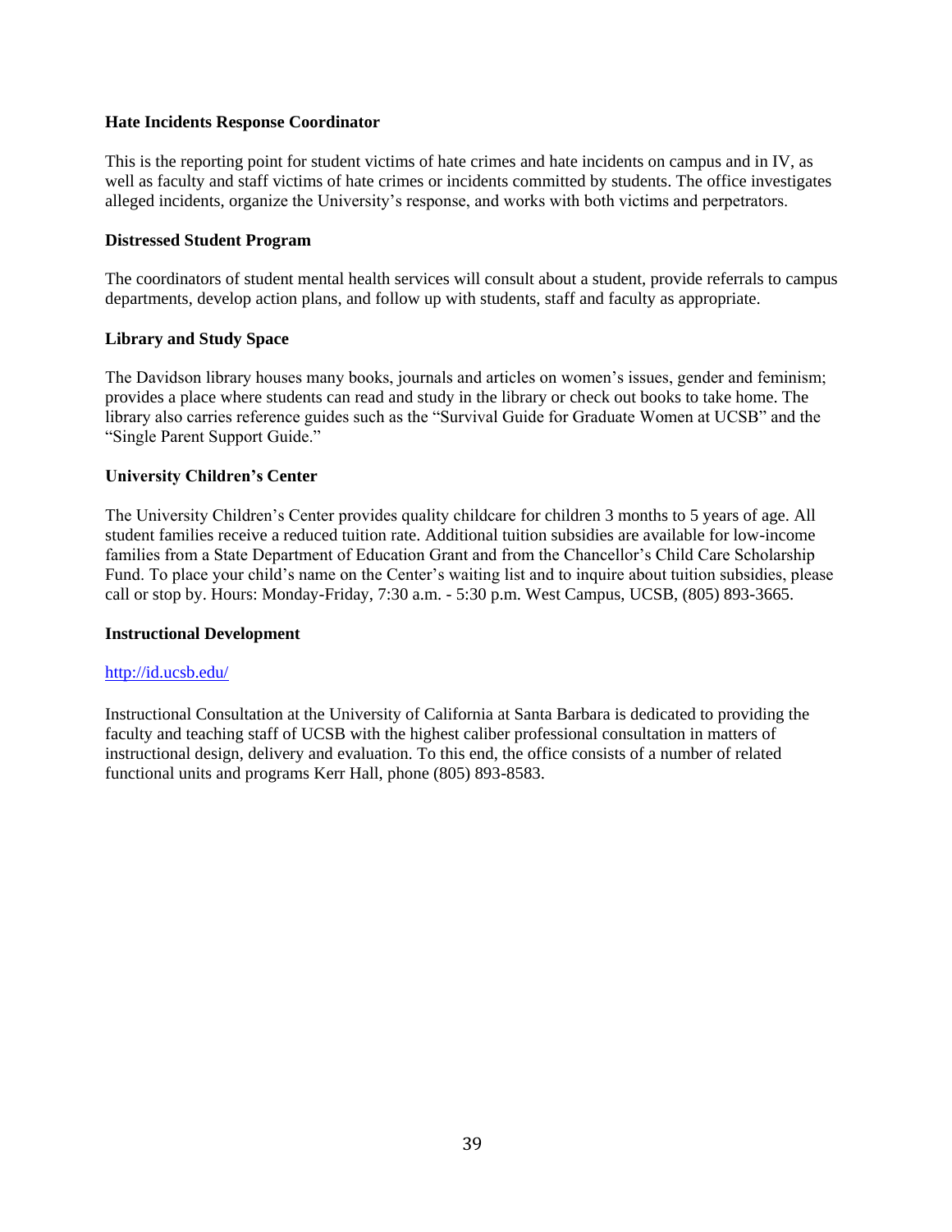**Hate Incidents Response Coordinator**

This is the reporting point for student victims of hate crimes and hate incidents on campus and in IV, as well as faculty and staff victims of hate crimes or incidents committed by students. The office investigates alleged incidents, organize the University's response, and works with both victims and perpetrators.

**Distressed Student Program**

The coordinators of student mental health services will consult about a student, provide referrals to campus departments, develop action plans, and follow up with students, staff and faculty as appropriate.

**Library and Study Space**

The Davidson library houses many books, journals and articles on women's issues, gender and feminism; provides a place where students can read and study in the library or check out books to take home. The library also carries reference guides such as the "Survival Guide for Graduate Women at UCSB" and the "Single Parent Support Guide."

**University Children's Center**

The University Children's Center provides quality childcare for children 3 months to 5 years of age. All student families receive a reduced tuition rate. Additional tuition subsidies are available for low-income families from a State Department of Education Grant and from the Chancellor's Child Care Scholarship Fund. To place your child's name on the Center's waiting list and to inquire about tuition subsidies, please call or stop by. Hours: Monday-Friday, 7:30 a.m. - 5:30 p.m. West Campus, UCSB, (805) 893-3665.

**Instructional Development**

http://id.ucsb.edu/

Instructional Consultation at the University of California at Santa Barbara is dedicated to providing the faculty and teaching staff of UCSB with the highest caliber professional consultation in matters of instructional design, delivery and evaluation. To this end, the office consists of a number of related functional units and programs Kerr Hall, phone (805) 893-8583.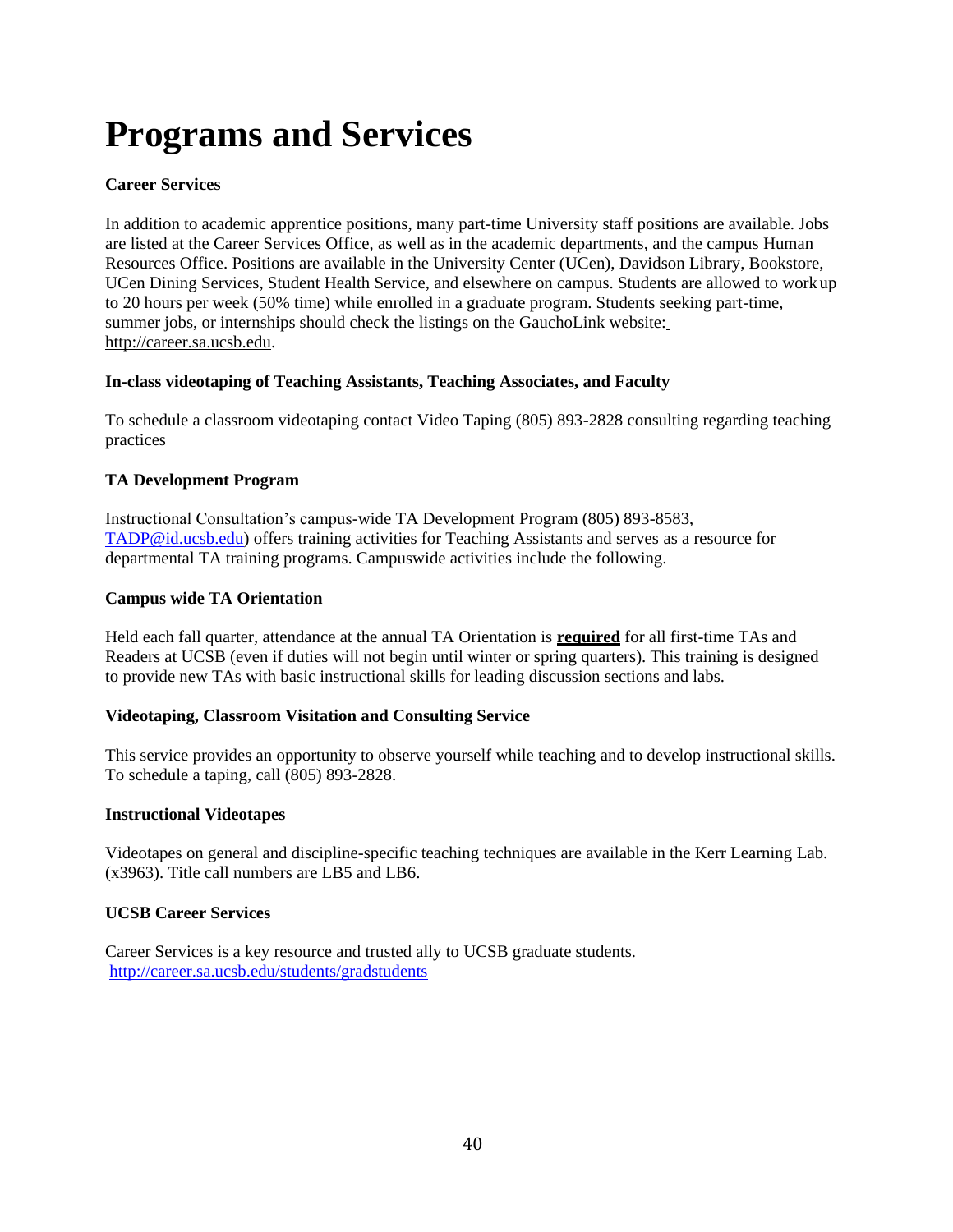# Programs and Services

**Career Services**

In addition to academic apprentice positions, many part-time University staff positions are available. Jobs are listed at the Career Services Office, as well as in the academic departments, and the campus Human Resources Office. Positions are available in the University Center (UCen), Davidson Library, Bookstore, UCen Dining Services, Student Health Service, and elsewhere on campus. Students are allowed to work up to 20 hours per week (50% time) while enrolled in a graduate program. Students seeking part-time, summer jobs, or internships should check the listings on the GauchoLink website: http://career.sa.ucsb.edu.

**In-class videotaping of Teaching Assistants, Teaching Associates, and Faculty**

To schedule a classroom videotaping contact Video Taping (805) 893-2828 consulting regarding teaching practices

**TA Development Program**

Instructional Consultation's campus-wide TA Development Program (805) 893-8583, TADP@id.ucsb.edu) offers training activities for Teaching Assistants and serves as a resource for departmental TA training programs. Campuswide activities include the following.

**Campus wide TA Orientation**

Held each fall quarter, attendance at the annual TA Orientation is **required** for all first-time TAs and Readers at UCSB (even if duties will not begin until winter or spring quarters). This training is designed to provide new TAs with basic instructional skills for leading discussion sections and labs.

**Videotaping, Classroom Visitation and Consulting Service**

This service provides an opportunity to observe yourself while teaching and to develop instructional skills. To schedule a taping, call (805) 893-2828.

**Instructional Videotapes**

Videotapes on general and discipline-specific teaching techniques are available in the Kerr Learning Lab. (x3963). Title call numbers are LB5 and LB6.

**UCSB Career Services**

Career Services is a key resource and trusted ally to UCSB graduate students.
http://career.sa.ucsb.edu/students/gradstudents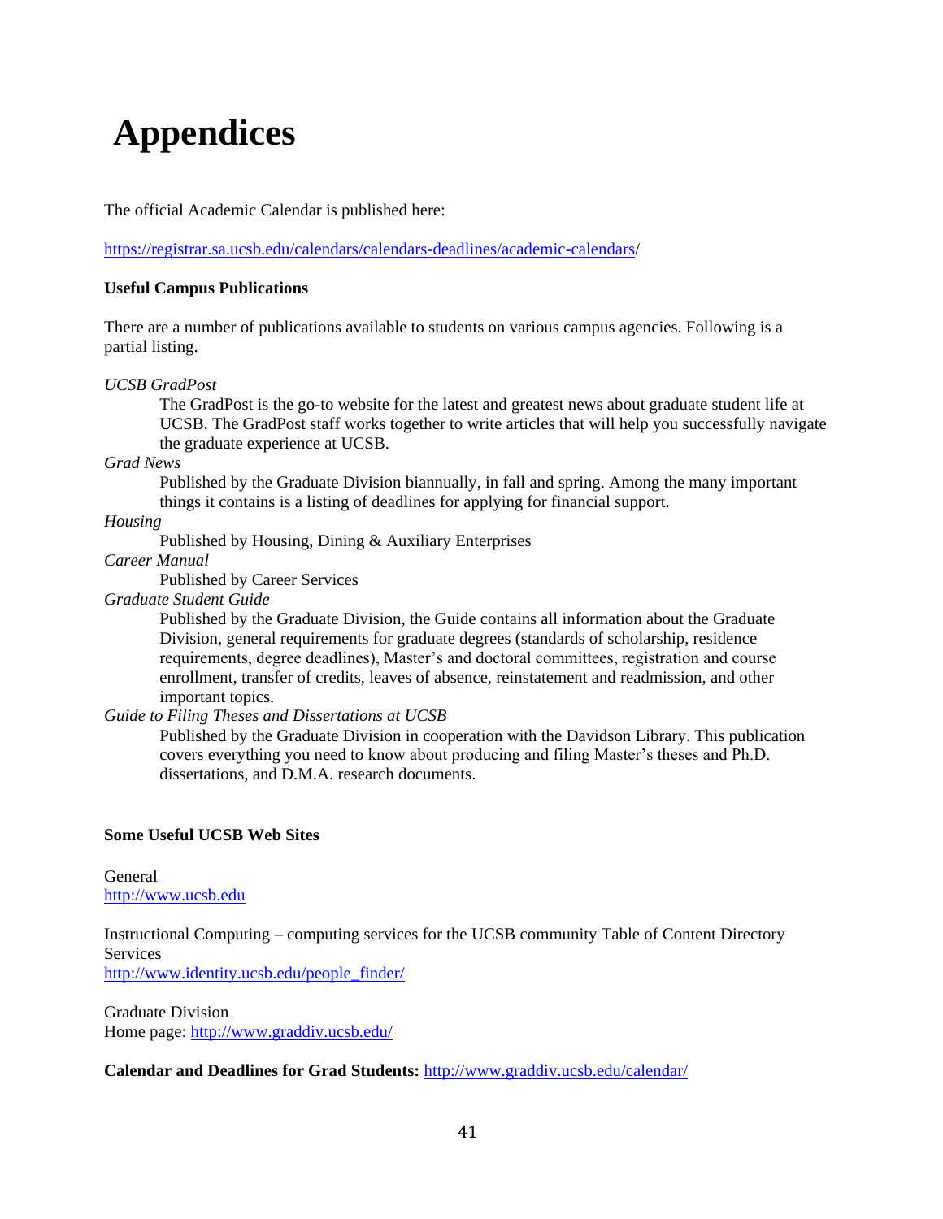# Appendices

The official Academic Calendar is published here:

https://registrar.sa.ucsb.edu/calendars/calendars-deadlines/academic-calendars/

**Useful Campus Publications**

There are a number of publications available to students on various campus agencies. Following is a partial listing.

*UCSB GradPost*
: The GradPost is the go-to website for the latest and greatest news about graduate student life at UCSB. The GradPost staff works together to write articles that will help you successfully navigate the graduate experience at UCSB.

*Grad News*
: Published by the Graduate Division biannually, in fall and spring. Among the many important things it contains is a listing of deadlines for applying for financial support.

*Housing*
: Published by Housing, Dining & Auxiliary Enterprises

*Career Manual*
: Published by Career Services

*Graduate Student Guide*
: Published by the Graduate Division, the Guide contains all information about the Graduate Division, general requirements for graduate degrees (standards of scholarship, residence requirements, degree deadlines), Master's and doctoral committees, registration and course enrollment, transfer of credits, leaves of absence, reinstatement and readmission, and other important topics.

*Guide to Filing Theses and Dissertations at UCSB*
: Published by the Graduate Division in cooperation with the Davidson Library. This publication covers everything you need to know about producing and filing Master's theses and Ph.D. dissertations, and D.M.A. research documents.

**Some Useful UCSB Web Sites**

General
http://www.ucsb.edu

Instructional Computing – computing services for the UCSB community Table of Content Directory Services
http://www.identity.ucsb.edu/people_finder/

Graduate Division
Home page: http://www.graddiv.ucsb.edu/

**Calendar and Deadlines for Grad Students:** http://www.graddiv.ucsb.edu/calendar/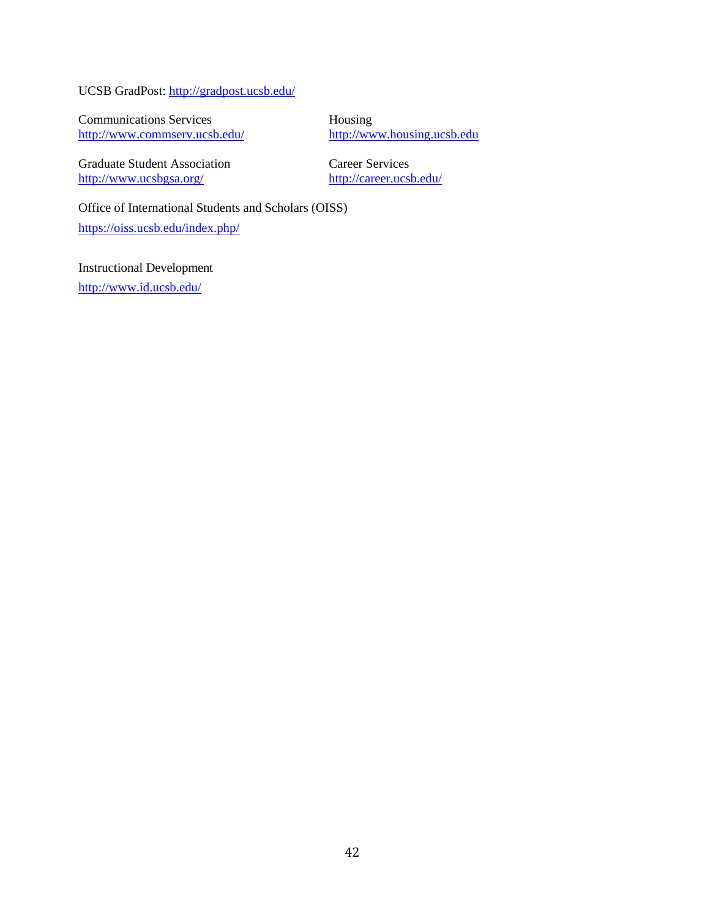UCSB GradPost: http://gradpost.ucsb.edu/

Communications Services
http://www.commserv.ucsb.edu/

Housing
http://www.housing.ucsb.edu

Graduate Student Association
http://www.ucsbgsa.org/

Career Services
http://career.ucsb.edu/

Office of International Students and Scholars (OISS)
https://oiss.ucsb.edu/index.php/

Instructional Development
http://www.id.ucsb.edu/